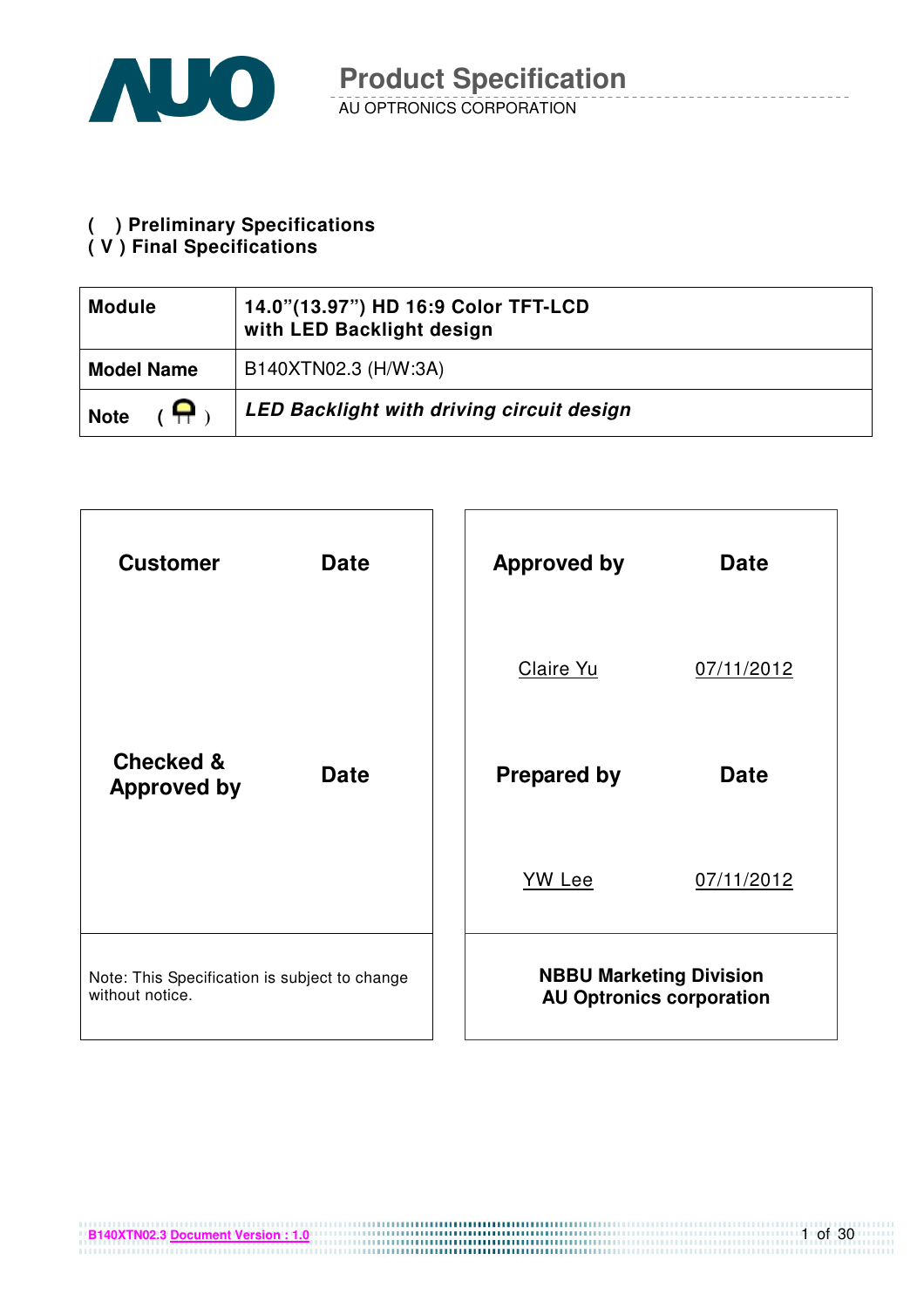# Product Specification

AU OPTRONICS CORPORATION

( ) **Preliminary Specifications**
( V ) **Final Specifications**

| **Module** | **14.0"(13.97") HD 16:9 Color TFT-LCD with LED Backlight design** |
|---|---|
| **Model Name** | B140XTN02.3 (H/W:3A) |
| **Note** | ***LED Backlight with driving circuit design*** |

| **Customer** | **Date** |
|---|---|
| | |
| **Checked & Approved by** | **Date** |
| | |

Note: This Specification is subject to change without notice.

| **Approved by** | **Date** |
|---|---|
| Claire Yu | 07/11/2012 |
| **Prepared by** | **Date** |
| YW Lee | 07/11/2012 |

**NBBU Marketing Division**
**AU Optronics corporation**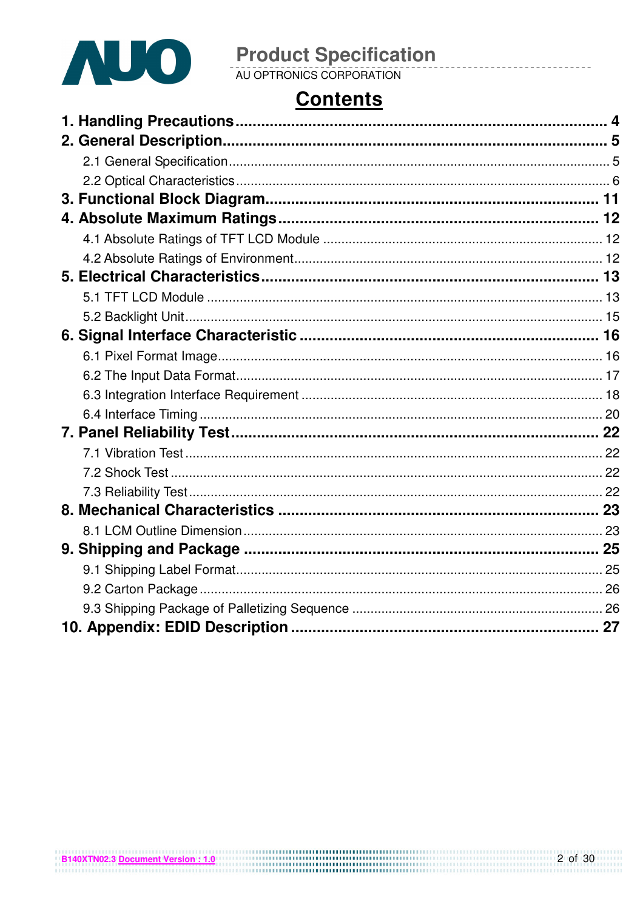# Contents

1. **Handling Precautions** ..................................................... 4
2. **General Description** ..................................................... 5
   - 2.1 General Specification ..................................................... 5
   - 2.2 Optical Characteristics ..................................................... 6
3. **Functional Block Diagram** ..................................................... 11
4. **Absolute Maximum Ratings** ..................................................... 12
   - 4.1 Absolute Ratings of TFT LCD Module ..................................................... 12
   - 4.2 Absolute Ratings of Environment ..................................................... 12
5. **Electrical Characteristics** ..................................................... 13
   - 5.1 TFT LCD Module ..................................................... 13
   - 5.2 Backlight Unit ..................................................... 15
6. **Signal Interface Characteristic** ..................................................... 16
   - 6.1 Pixel Format Image ..................................................... 16
   - 6.2 The Input Data Format ..................................................... 17
   - 6.3 Integration Interface Requirement ..................................................... 18
   - 6.4 Interface Timing ..................................................... 20
7. **Panel Reliability Test** ..................................................... 22
   - 7.1 Vibration Test ..................................................... 22
   - 7.2 Shock Test ..................................................... 22
   - 7.3 Reliability Test ..................................................... 22
8. **Mechanical Characteristics** ..................................................... 23
   - 8.1 LCM Outline Dimension ..................................................... 23
9. **Shipping and Package** ..................................................... 25
   - 9.1 Shipping Label Format ..................................................... 25
   - 9.2 Carton Package ..................................................... 26
   - 9.3 Shipping Package of Palletizing Sequence ..................................................... 26
10. **Appendix: EDID Description** ..................................................... 27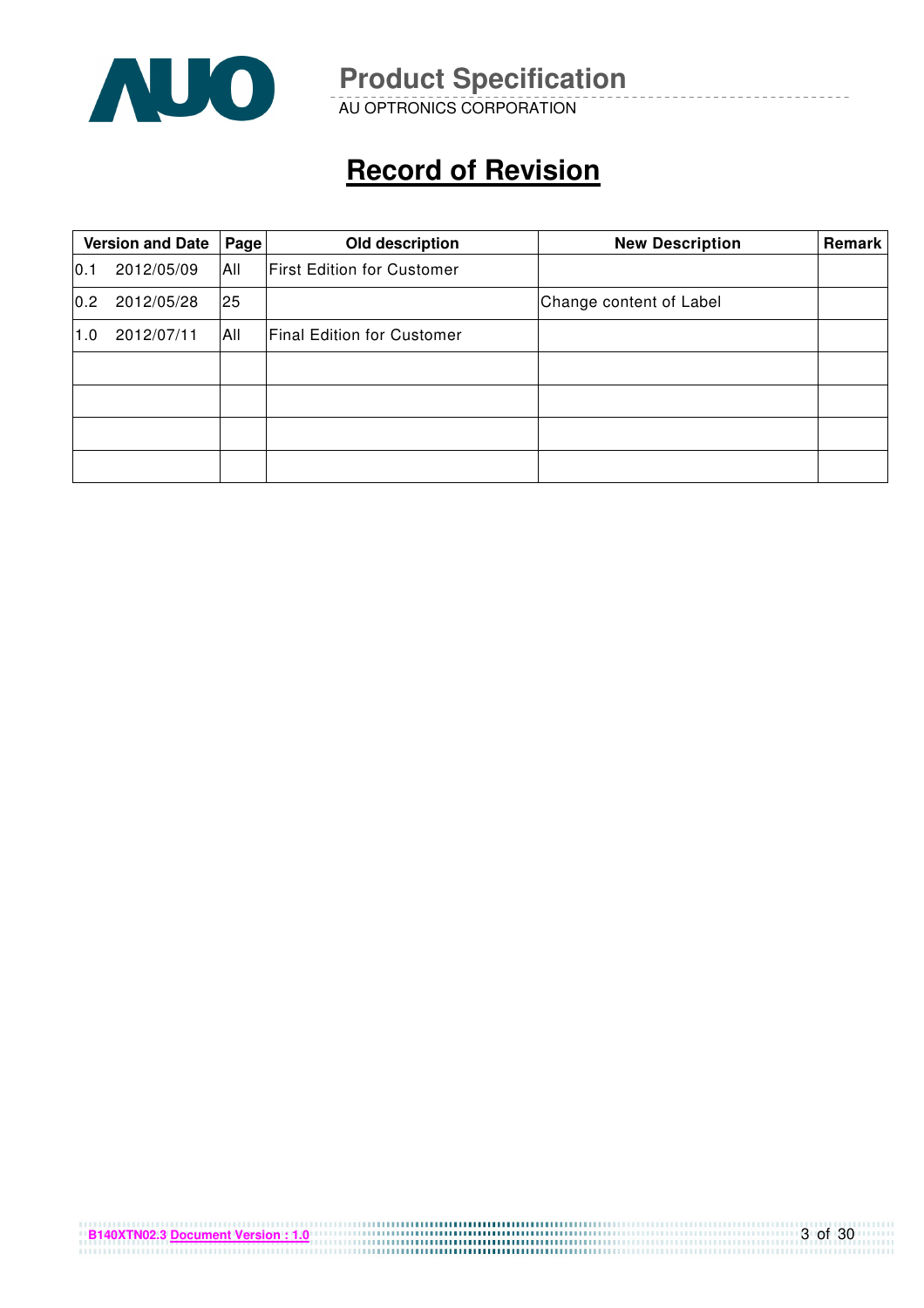# Record of Revision

| Version and Date | Page | Old description | New Description | Remark |
|---|---|---|---|---|
| 0.1 2012/05/09 | All | First Edition for Customer | | |
| 0.2 2012/05/28 | 25 | | Change content of Label | |
| 1.0 2012/07/11 | All | Final Edition for Customer | | |
| | | | | |
| | | | | |
| | | | | |
| | | | | |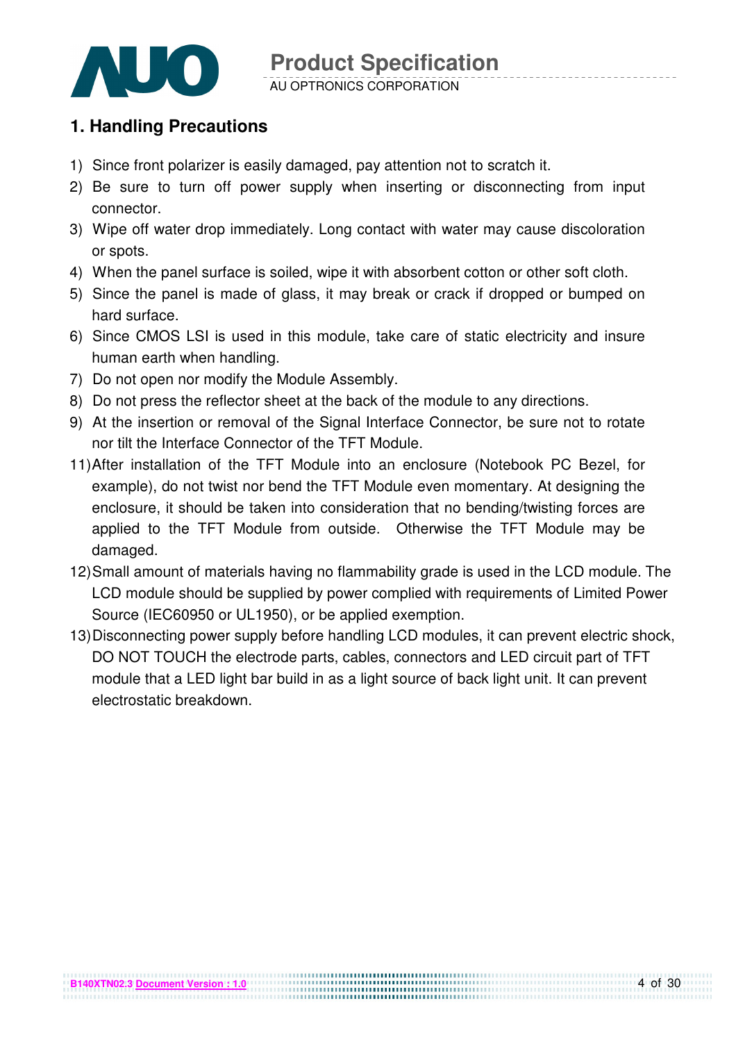## 1. Handling Precautions

1) Since front polarizer is easily damaged, pay attention not to scratch it.
2) Be sure to turn off power supply when inserting or disconnecting from input connector.
3) Wipe off water drop immediately. Long contact with water may cause discoloration or spots.
4) When the panel surface is soiled, wipe it with absorbent cotton or other soft cloth.
5) Since the panel is made of glass, it may break or crack if dropped or bumped on hard surface.
6) Since CMOS LSI is used in this module, take care of static electricity and insure human earth when handling.
7) Do not open nor modify the Module Assembly.
8) Do not press the reflector sheet at the back of the module to any directions.
9) At the insertion or removal of the Signal Interface Connector, be sure not to rotate nor tilt the Interface Connector of the TFT Module.

11) After installation of the TFT Module into an enclosure (Notebook PC Bezel, for example), do not twist nor bend the TFT Module even momentary. At designing the enclosure, it should be taken into consideration that no bending/twisting forces are applied to the TFT Module from outside. Otherwise the TFT Module may be damaged.
12) Small amount of materials having no flammability grade is used in the LCD module. The LCD module should be supplied by power complied with requirements of Limited Power Source (IEC60950 or UL1950), or be applied exemption.
13) Disconnecting power supply before handling LCD modules, it can prevent electric shock, DO NOT TOUCH the electrode parts, cables, connectors and LED circuit part of TFT module that a LED light bar build in as a light source of back light unit. It can prevent electrostatic breakdown.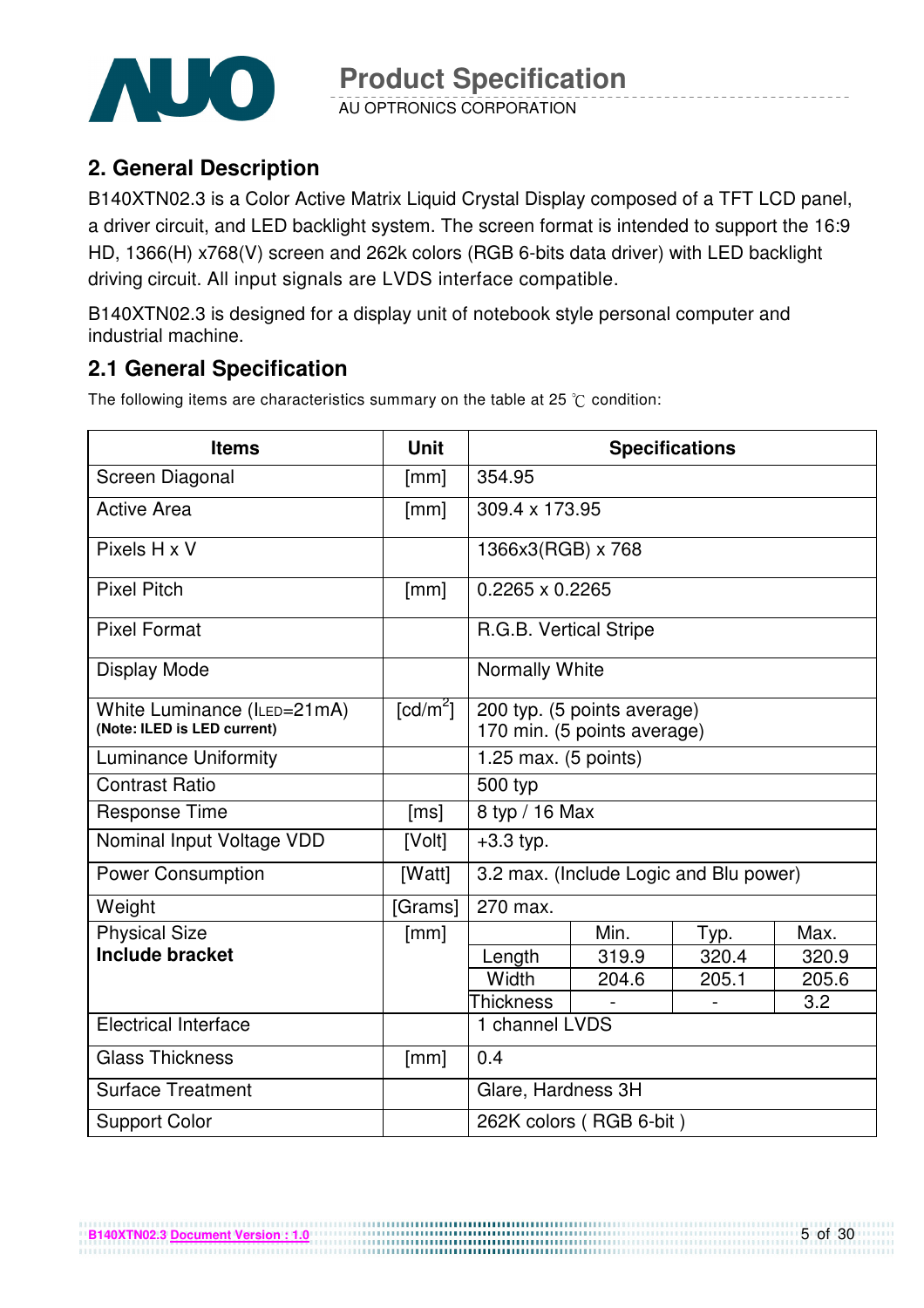## 2. General Description

B140XTN02.3 is a Color Active Matrix Liquid Crystal Display composed of a TFT LCD panel, a driver circuit, and LED backlight system. The screen format is intended to support the 16:9 HD, 1366(H) x768(V) screen and 262k colors (RGB 6-bits data driver) with LED backlight driving circuit. All input signals are LVDS interface compatible.

B140XTN02.3 is designed for a display unit of notebook style personal computer and industrial machine.

## 2.1 General Specification

The following items are characteristics summary on the table at 25 ℃ condition:

| Items | Unit | Specifications | | | |
|---|---|---|---|---|---|
| Screen Diagonal | [mm] | 354.95 | | | |
| Active Area | [mm] | 309.4 x 173.95 | | | |
| Pixels H x V | | 1366x3(RGB) x 768 | | | |
| Pixel Pitch | [mm] | 0.2265 x 0.2265 | | | |
| Pixel Format | | R.G.B. Vertical Stripe | | | |
| Display Mode | | Normally White | | | |
| White Luminance ($I_{LED}$=21mA) **(Note: ILED is LED current)** | [cd/m$^2$] | 200 typ. (5 points average) 170 min. (5 points average) | | | |
| Luminance Uniformity | | 1.25 max. (5 points) | | | |
| Contrast Ratio | | 500 typ | | | |
| Response Time | [ms] | 8 typ / 16 Max | | | |
| Nominal Input Voltage VDD | [Volt] | +3.3 typ. | | | |
| Power Consumption | [Watt] | 3.2 max. (Include Logic and Blu power) | | | |
| Weight | [Grams] | 270 max. | | | |
| Physical Size **Include bracket** | [mm] | | Min. | Typ. | Max. |
| | | Length | 319.9 | 320.4 | 320.9 |
| | | Width | 204.6 | 205.1 | 205.6 |
| | | Thickness | - | - | 3.2 |
| Electrical Interface | | 1 channel LVDS | | | |
| Glass Thickness | [mm] | 0.4 | | | |
| Surface Treatment | | Glare, Hardness 3H | | | |
| Support Color | | 262K colors ( RGB 6-bit ) | | | |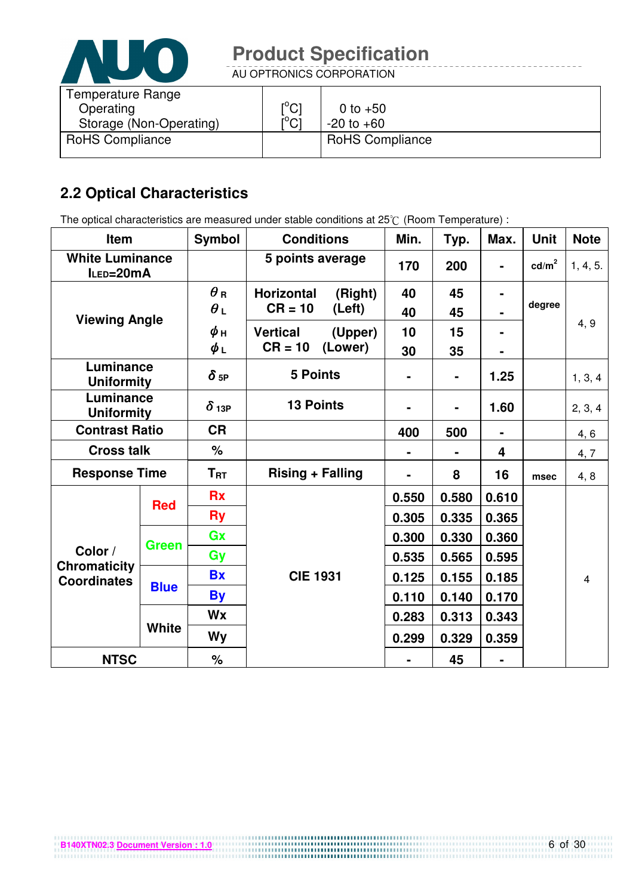| Temperature Range | | |
|---|---|---|
| Operating | [°C] | 0 to +50 |
| Storage (Non-Operating) | [°C] | -20 to +60 |
| RoHS Compliance | | RoHS Compliance |

## 2.2 Optical Characteristics

The optical characteristics are measured under stable conditions at 25℃ (Room Temperature) :

| Item | | Symbol | Conditions | Min. | Typ. | Max. | Unit | Note |
|---|---|---|---|---|---|---|---|---|
| White Luminance $I_{LED}$=20mA | | | 5 points average | 170 | 200 | - | cd/m² | 1, 4, 5. |
| Viewing Angle | | $\theta_R$ | Horizontal (Right) CR = 10 | 40 | 45 | - | degree | 4, 9 |
| | | $\theta_L$ | Horizontal (Left) CR = 10 | 40 | 45 | - | | |
| | | $\phi_H$ | Vertical (Upper) CR = 10 | 10 | 15 | - | | |
| | | $\phi_L$ | Vertical (Lower) CR = 10 | 30 | 35 | - | | |
| Luminance Uniformity | | $\delta_{5P}$ | 5 Points | - | - | 1.25 | | 1, 3, 4 |
| Luminance Uniformity | | $\delta_{13P}$ | 13 Points | - | - | 1.60 | | 2, 3, 4 |
| Contrast Ratio | | CR | | 400 | 500 | - | | 4, 6 |
| Cross talk | | % | | - | - | 4 | | 4, 7 |
| Response Time | | $T_{RT}$ | Rising + Falling | - | 8 | 16 | msec | 4, 8 |
| Color / Chromaticity Coordinates | Red | Rx | CIE 1931 | 0.550 | 0.580 | 0.610 | | 4 |
| | | Ry | | 0.305 | 0.335 | 0.365 | | |
| | Green | Gx | | 0.300 | 0.330 | 0.360 | | |
| | | Gy | | 0.535 | 0.565 | 0.595 | | |
| | Blue | Bx | | 0.125 | 0.155 | 0.185 | | |
| | | By | | 0.110 | 0.140 | 0.170 | | |
| | White | Wx | | 0.283 | 0.313 | 0.343 | | |
| | | Wy | | 0.299 | 0.329 | 0.359 | | |
| NTSC | | % | | - | 45 | - | | |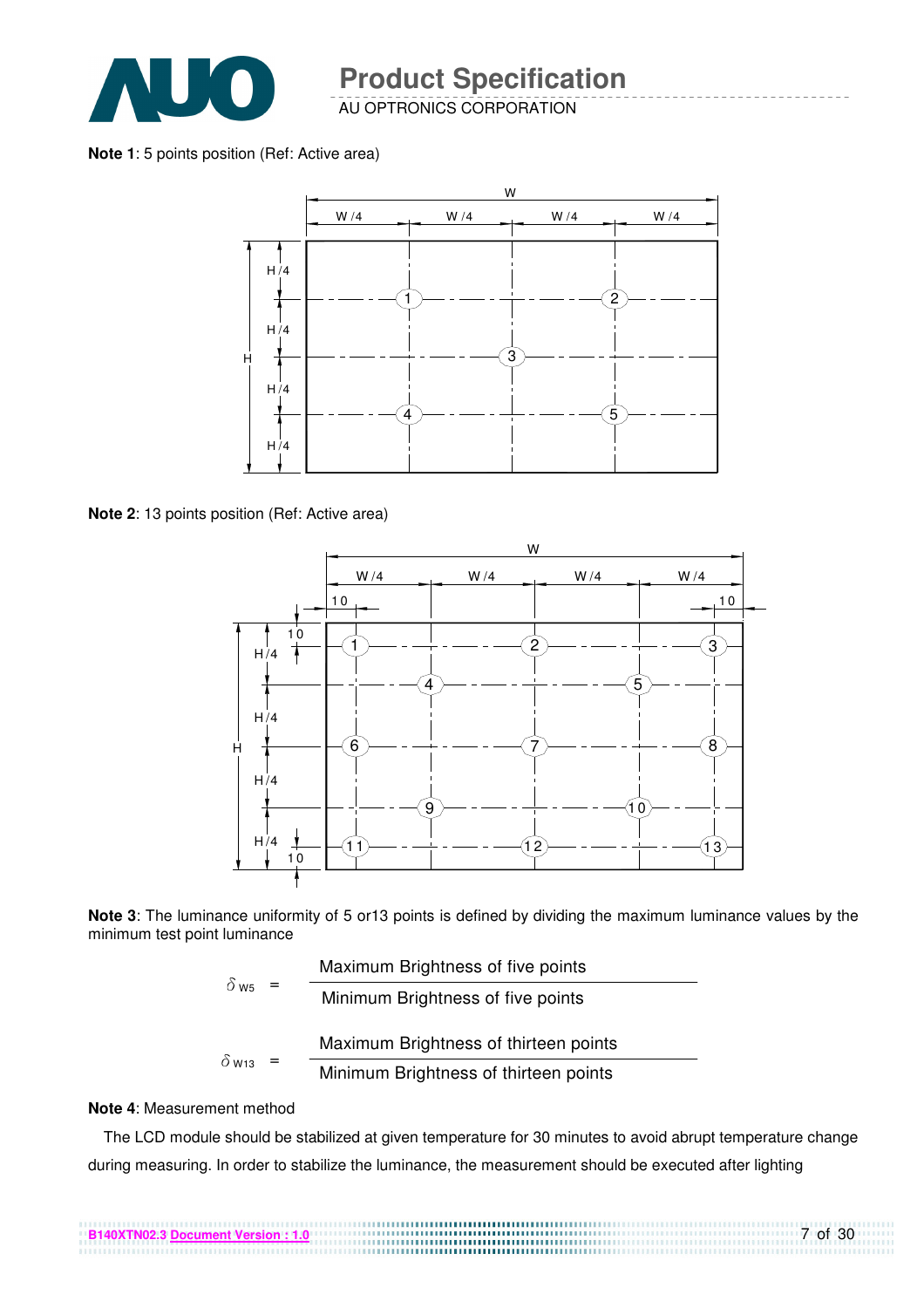**Note 1**: 5 points position (Ref: Active area)

**Note 2**: 13 points position (Ref: Active area)

**Note 3**: The luminance uniformity of 5 or13 points is defined by dividing the maximum luminance values by the minimum test point luminance

$$\delta_{W5} = \frac{\text{Maximum Brightness of five points}}{\text{Minimum Brightness of five points}}$$

$$\delta_{W13} = \frac{\text{Maximum Brightness of thirteen points}}{\text{Minimum Brightness of thirteen points}}$$

**Note 4**: Measurement method

The LCD module should be stabilized at given temperature for 30 minutes to avoid abrupt temperature change during measuring. In order to stabilize the luminance, the measurement should be executed after lighting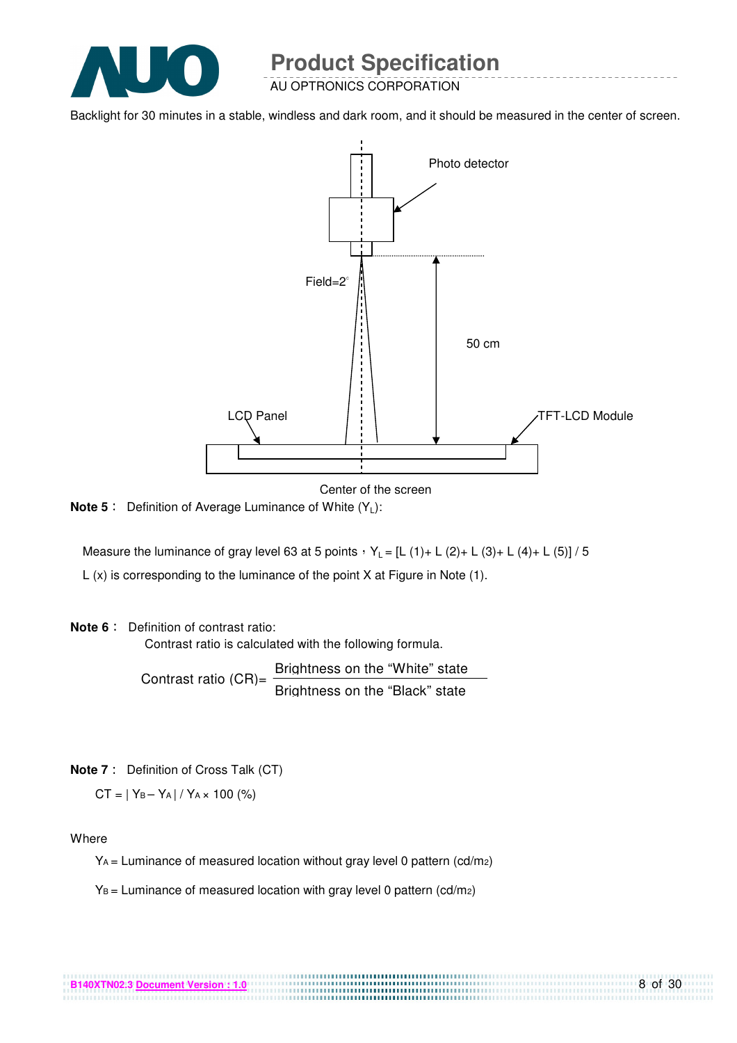Backlight for 30 minutes in a stable, windless and dark room, and it should be measured in the center of screen.

Photo detector

Field=2°

50 cm

LCD Panel

TFT-LCD Module

Center of the screen

**Note 5**： Definition of Average Luminance of White ($Y_L$):

Measure the luminance of gray level 63 at 5 points，$Y_L$ = [L (1)+ L (2)+ L (3)+ L (4)+ L (5)] / 5

L (x) is corresponding to the luminance of the point X at Figure in Note (1).

**Note 6**： Definition of contrast ratio:

Contrast ratio is calculated with the following formula.

$$\text{Contrast ratio (CR)} = \frac{\text{Brightness on the "White" state}}{\text{Brightness on the "Black" state}}$$

**Note 7**： Definition of Cross Talk (CT)

$$CT = | Y_B - Y_A | / Y_A \times 100 \ (\%)$$

Where

$Y_A$ = Luminance of measured location without gray level 0 pattern (cd/m2)

$Y_B$ = Luminance of measured location with gray level 0 pattern (cd/m2)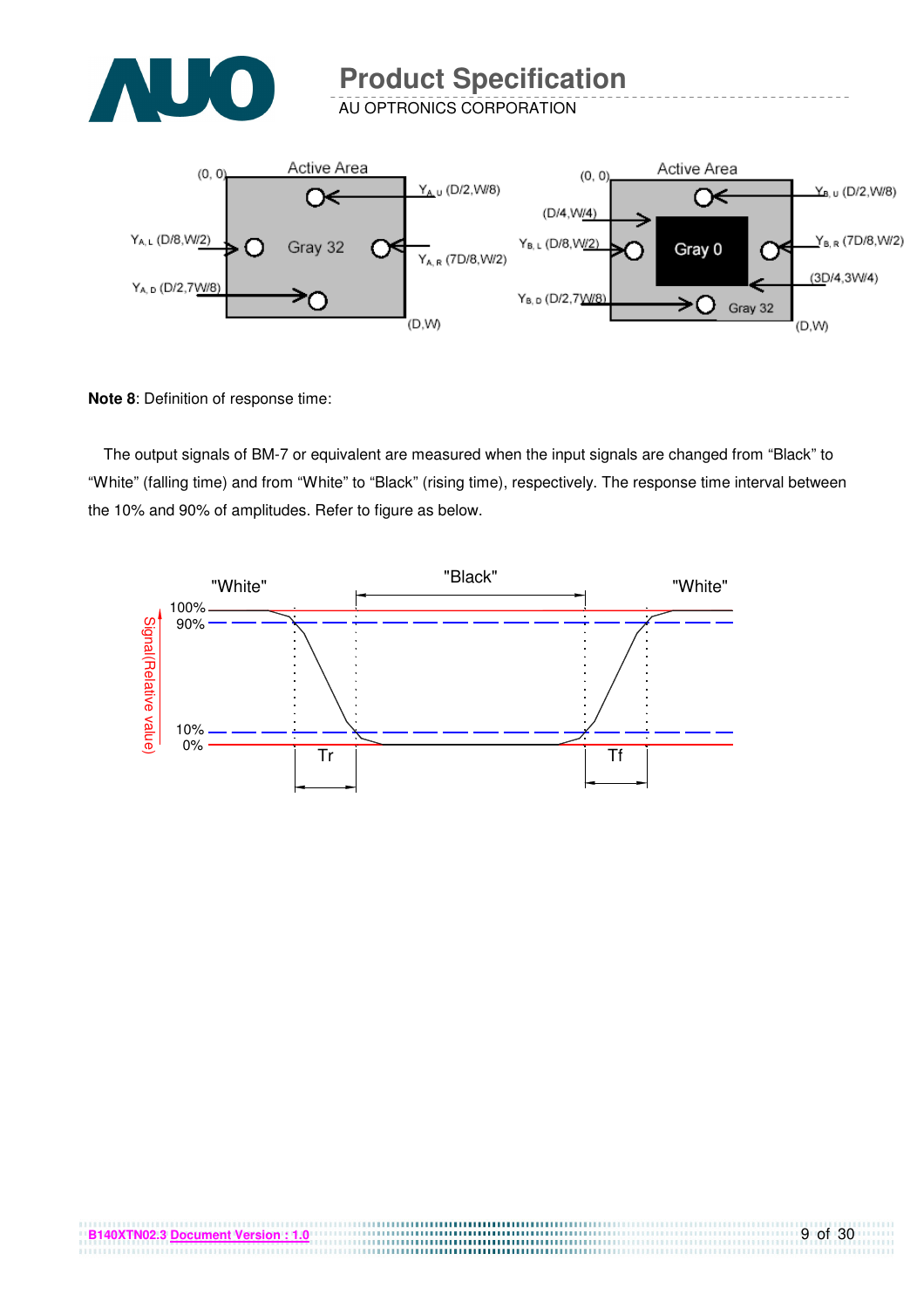**Note 8**: Definition of response time:

The output signals of BM-7 or equivalent are measured when the input signals are changed from “Black” to “White” (falling time) and from “White” to “Black” (rising time), respectively. The response time interval between the 10% and 90% of amplitudes. Refer to figure as below.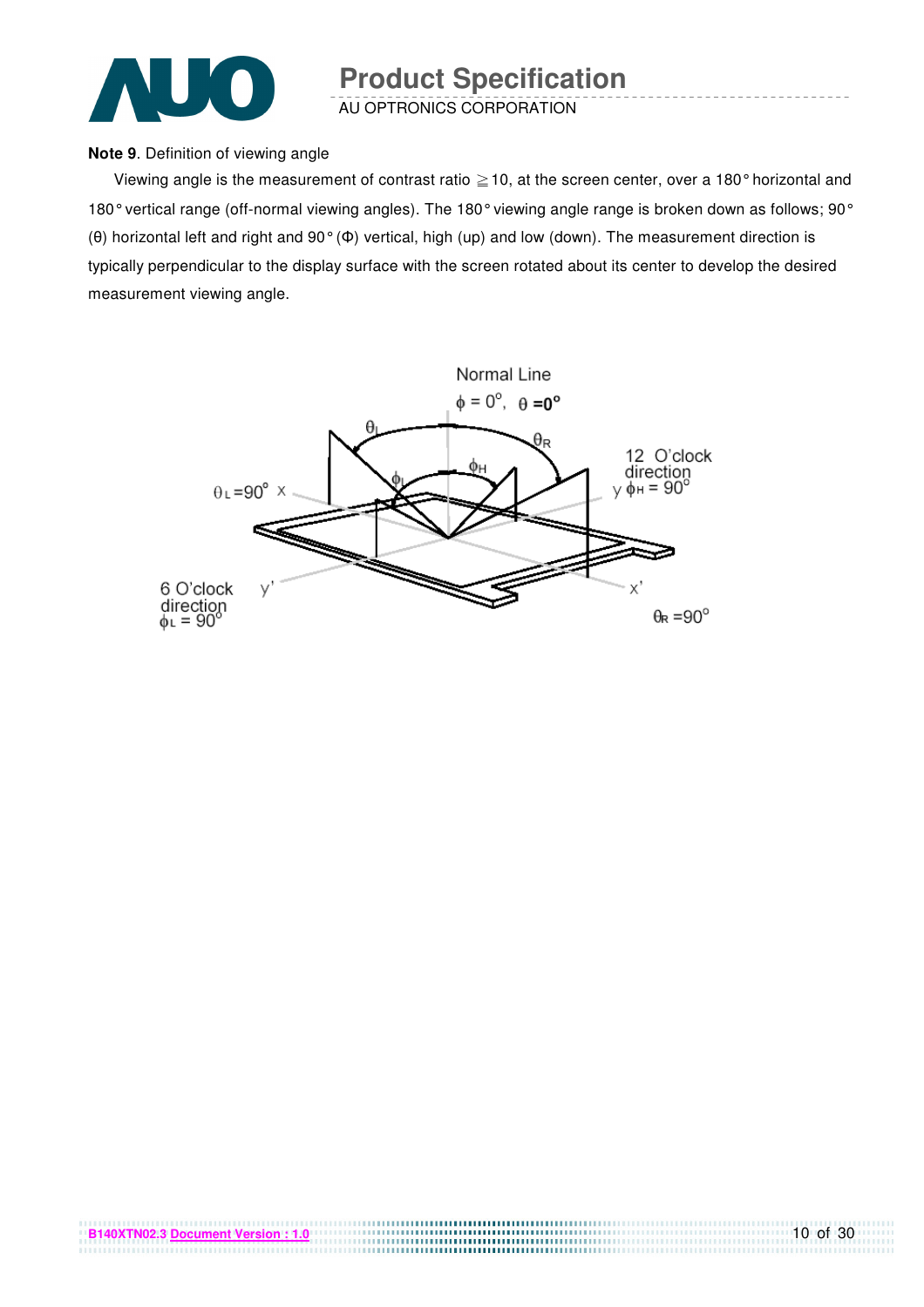**Note 9**. Definition of viewing angle

Viewing angle is the measurement of contrast ratio ≧10, at the screen center, over a 180° horizontal and 180° vertical range (off-normal viewing angles). The 180° viewing angle range is broken down as follows; 90° (θ) horizontal left and right and 90° (Φ) vertical, high (up) and low (down). The measurement direction is typically perpendicular to the display surface with the screen rotated about its center to develop the desired measurement viewing angle.

Normal Line

$\phi = 0^{o}$, $\theta = 0^{o}$

$\theta_L = 90^{o}$ x

12 O'clock direction

y $\phi_H = 90^{o}$

6 O'clock direction

$\phi_L = 90^{o}$

$\theta_R = 90^{o}$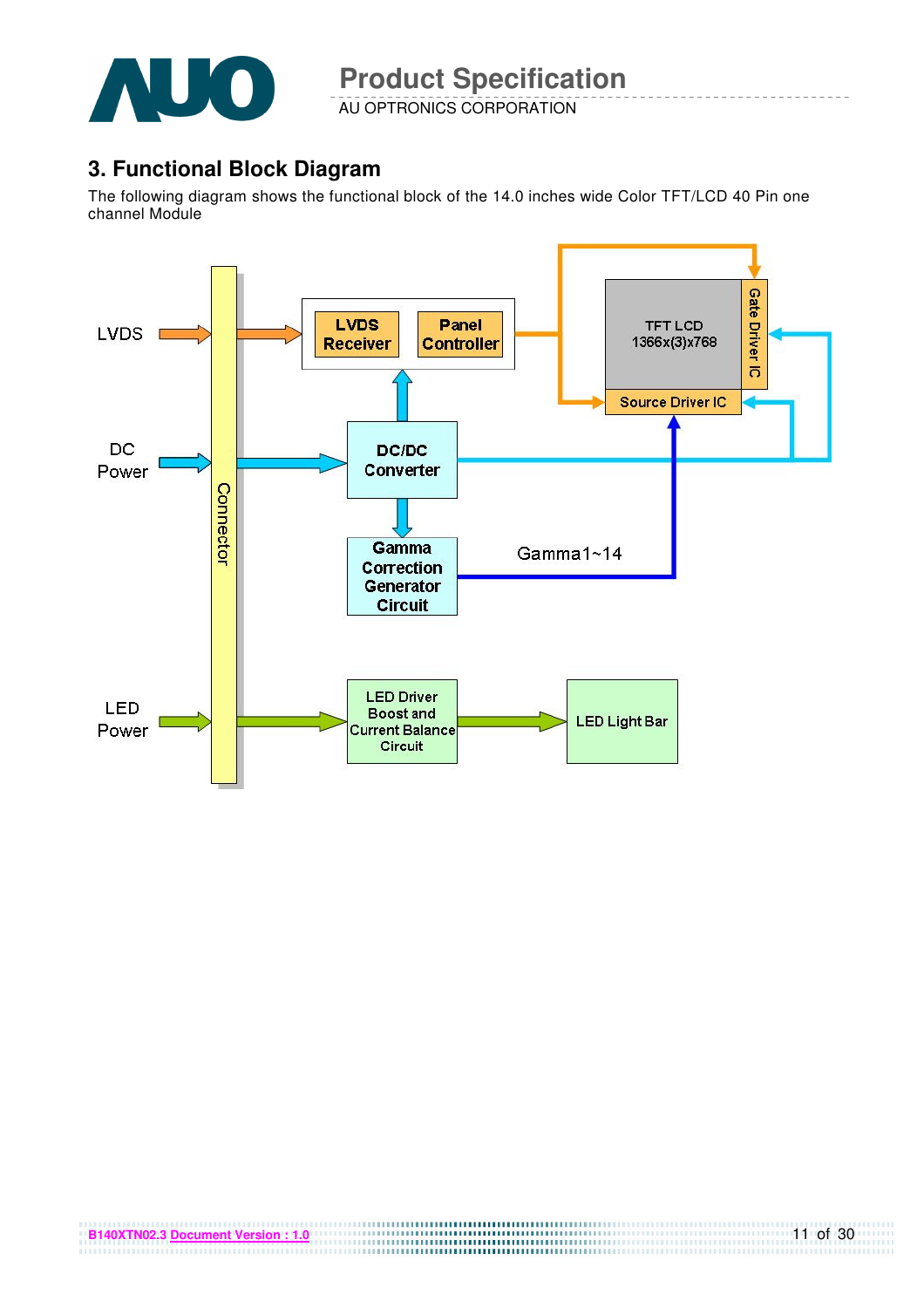## 3. Functional Block Diagram

The following diagram shows the functional block of the 14.0 inches wide Color TFT/LCD 40 Pin one channel Module

LVDS

DC Power

LED Power

Connector

LVDS Receiver

Panel Controller

DC/DC Converter

Gamma Correction Generator Circuit

Gamma1~14

TFT LCD 1366x(3)x768

Gate Driver IC

Source Driver IC

LED Driver Boost and Current Balance Circuit

LED Light Bar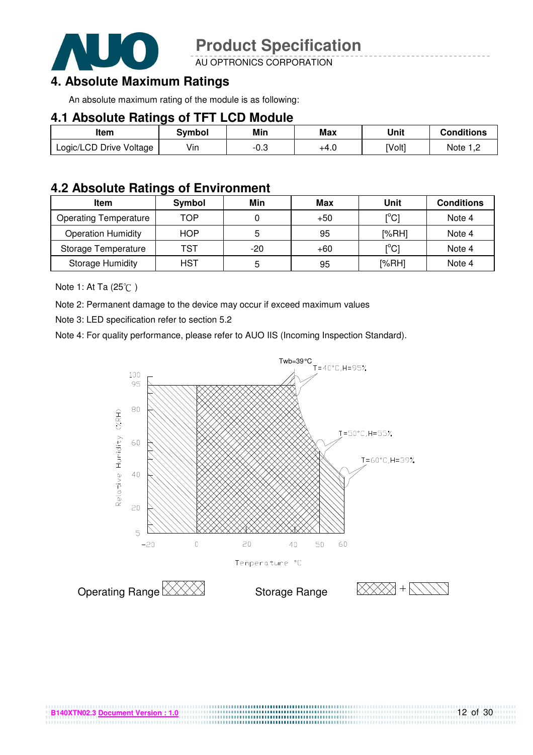## 4. Absolute Maximum Ratings

An absolute maximum rating of the module is as following:

### 4.1 Absolute Ratings of TFT LCD Module

| Item | Symbol | Min | Max | Unit | Conditions |
|---|---|---|---|---|---|
| Logic/LCD Drive Voltage | Vin | -0.3 | +4.0 | [Volt] | Note 1,2 |

### 4.2 Absolute Ratings of Environment

| Item | Symbol | Min | Max | Unit | Conditions |
|---|---|---|---|---|---|
| Operating Temperature | TOP | 0 | +50 | [°C] | Note 4 |
| Operation Humidity | HOP | 5 | 95 | [%RH] | Note 4 |
| Storage Temperature | TST | -20 | +60 | [°C] | Note 4 |
| Storage Humidity | HST | 5 | 95 | [%RH] | Note 4 |

Note 1: At Ta (25℃ )

Note 2: Permanent damage to the device may occur if exceed maximum values

Note 3: LED specification refer to section 5.2

Note 4: For quality performance, please refer to AUO IIS (Incoming Inspection Standard).

Twb=39°C
T=40°C,H=95%
T=50°C,H=55%
T=60°C,H=39%

Relative Humidity (%RH): 100, 95, 80, 60, 40, 20, 5

Temperature °C: -20, 0, 20, 40, 50, 60

Operating Range

Storage Range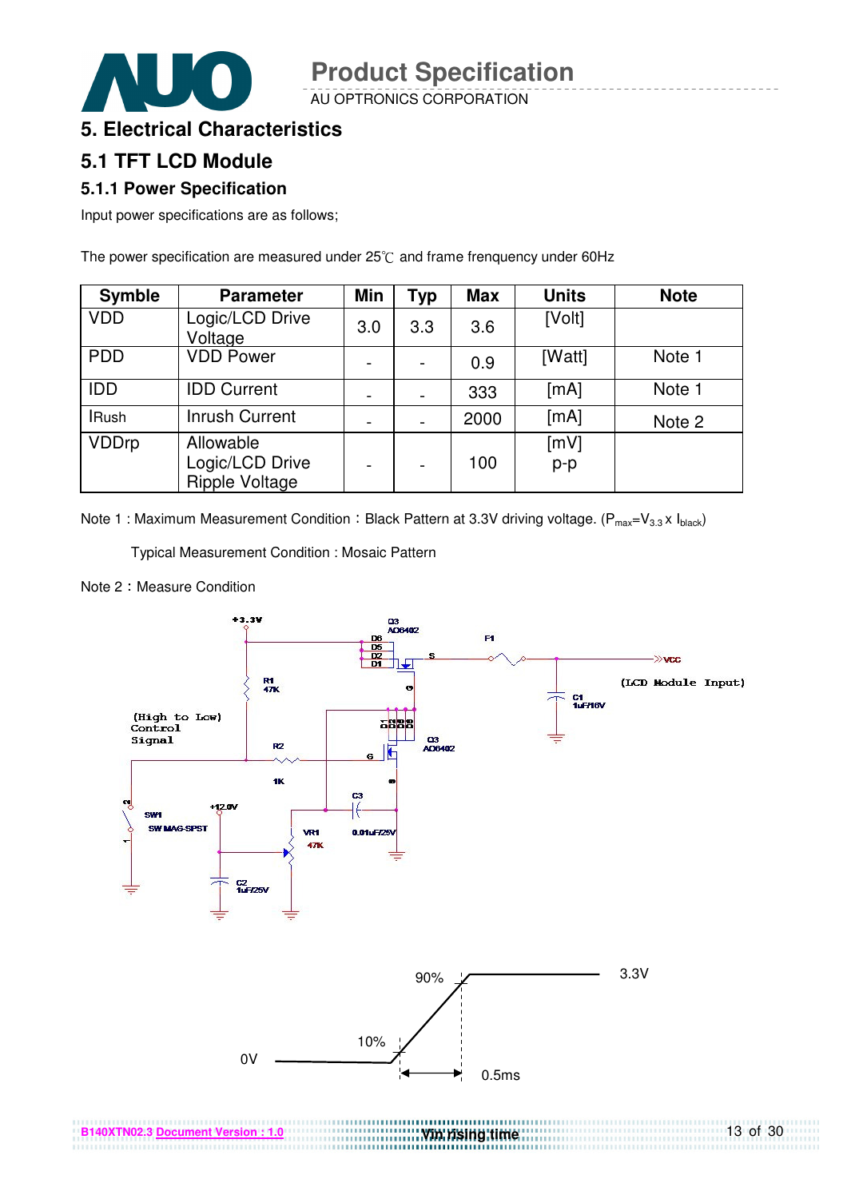# 5. Electrical Characteristics

## 5.1 TFT LCD Module

### 5.1.1 Power Specification

Input power specifications are as follows;

The power specification are measured under 25℃ and frame frenquency under 60Hz

| Symble | Parameter | Min | Typ | Max | Units | Note |
|---|---|---|---|---|---|---|
| VDD | Logic/LCD Drive Voltage | 3.0 | 3.3 | 3.6 | [Volt] | |
| PDD | VDD Power | - | - | 0.9 | [Watt] | Note 1 |
| IDD | IDD Current | - | - | 333 | [mA] | Note 1 |
| IRush | Inrush Current | - | - | 2000 | [mA] | Note 2 |
| VDDrp | Allowable Logic/LCD Drive Ripple Voltage | - | - | 100 | [mV] p-p | |

Note 1 : Maximum Measurement Condition：Black Pattern at 3.3V driving voltage. ($P_{max}=V_{3.3} \times I_{black}$)

Typical Measurement Condition : Mosaic Pattern

Note 2：Measure Condition

Vin rising time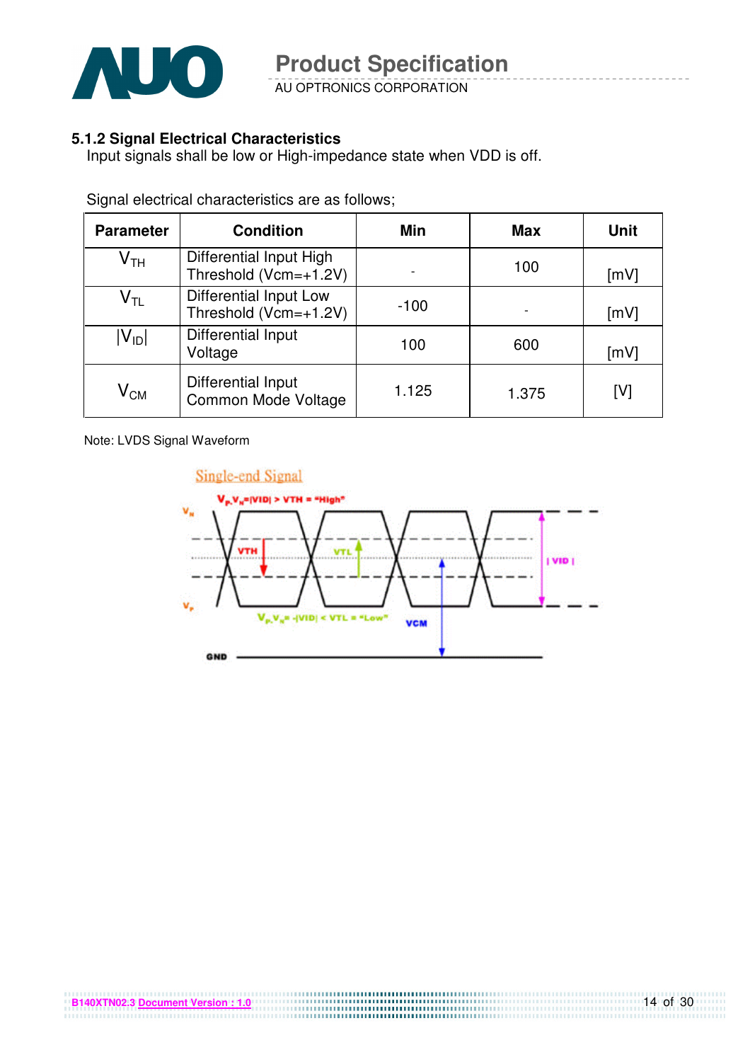### 5.1.2 Signal Electrical Characteristics

Input signals shall be low or High-impedance state when VDD is off.

Signal electrical characteristics are as follows;

| Parameter | Condition | Min | Max | Unit |
|---|---|---|---|---|
| $V_{TH}$ | Differential Input High Threshold (Vcm=+1.2V) | - | 100 | [mV] |
| $V_{TL}$ | Differential Input Low Threshold (Vcm=+1.2V) | -100 | - | [mV] |
| $\|V_{ID}\|$ | Differential Input Voltage | 100 | 600 | [mV] |
| $V_{CM}$ | Differential Input Common Mode Voltage | 1.125 | 1.375 | [V] |

Note: LVDS Signal Waveform

Single-end Signal

$V_P$-$V_N$=|VID| > VTH = "High"

$V_P$-$V_N$= -|VID| < VTL = "Low"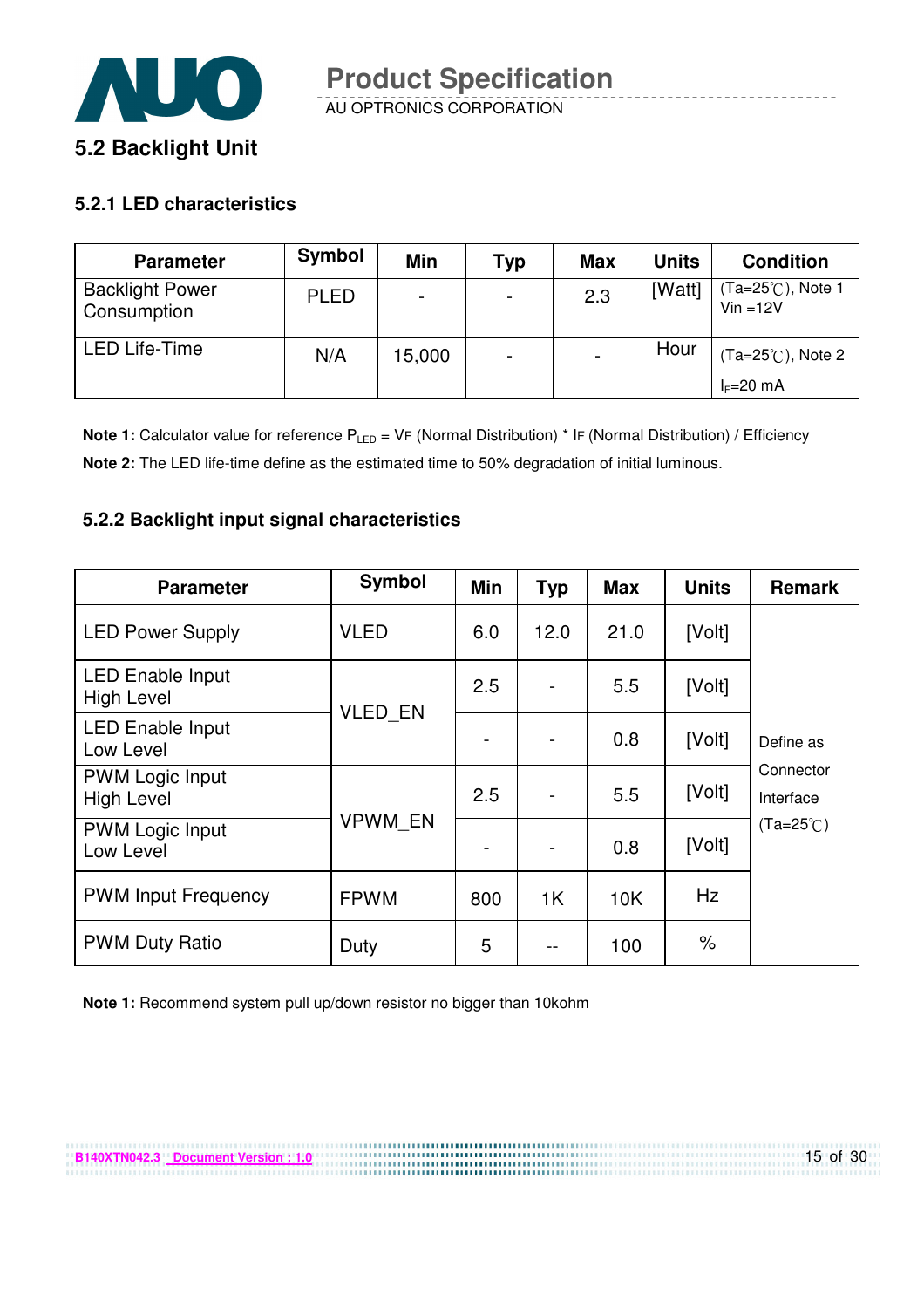## 5.2 Backlight Unit

### 5.2.1 LED characteristics

| Parameter | Symbol | Min | Typ | Max | Units | Condition |
|---|---|---|---|---|---|---|
| Backlight Power Consumption | PLED | - | - | 2.3 | [Watt] | (Ta=25℃), Note 1 Vin =12V |
| LED Life-Time | N/A | 15,000 | - | - | Hour | (Ta=25℃), Note 2 $I_F$=20 mA |

**Note 1:** Calculator value for reference $P_{LED}$ = VF (Normal Distribution) * IF (Normal Distribution) / Efficiency

**Note 2:** The LED life-time define as the estimated time to 50% degradation of initial luminous.

### 5.2.2 Backlight input signal characteristics

| Parameter | Symbol | Min | Typ | Max | Units | Remark |
|---|---|---|---|---|---|---|
| LED Power Supply | VLED | 6.0 | 12.0 | 21.0 | [Volt] | Define as Connector Interface (Ta=25℃) |
| LED Enable Input High Level | VLED_EN | 2.5 | - | 5.5 | [Volt] | |
| LED Enable Input Low Level | | - | - | 0.8 | [Volt] | |
| PWM Logic Input High Level | VPWM_EN | 2.5 | - | 5.5 | [Volt] | |
| PWM Logic Input Low Level | | - | - | 0.8 | [Volt] | |
| PWM Input Frequency | FPWM | 800 | 1K | 10K | Hz | |
| PWM Duty Ratio | Duty | 5 | -- | 100 | % | |

**Note 1:** Recommend system pull up/down resistor no bigger than 10kohm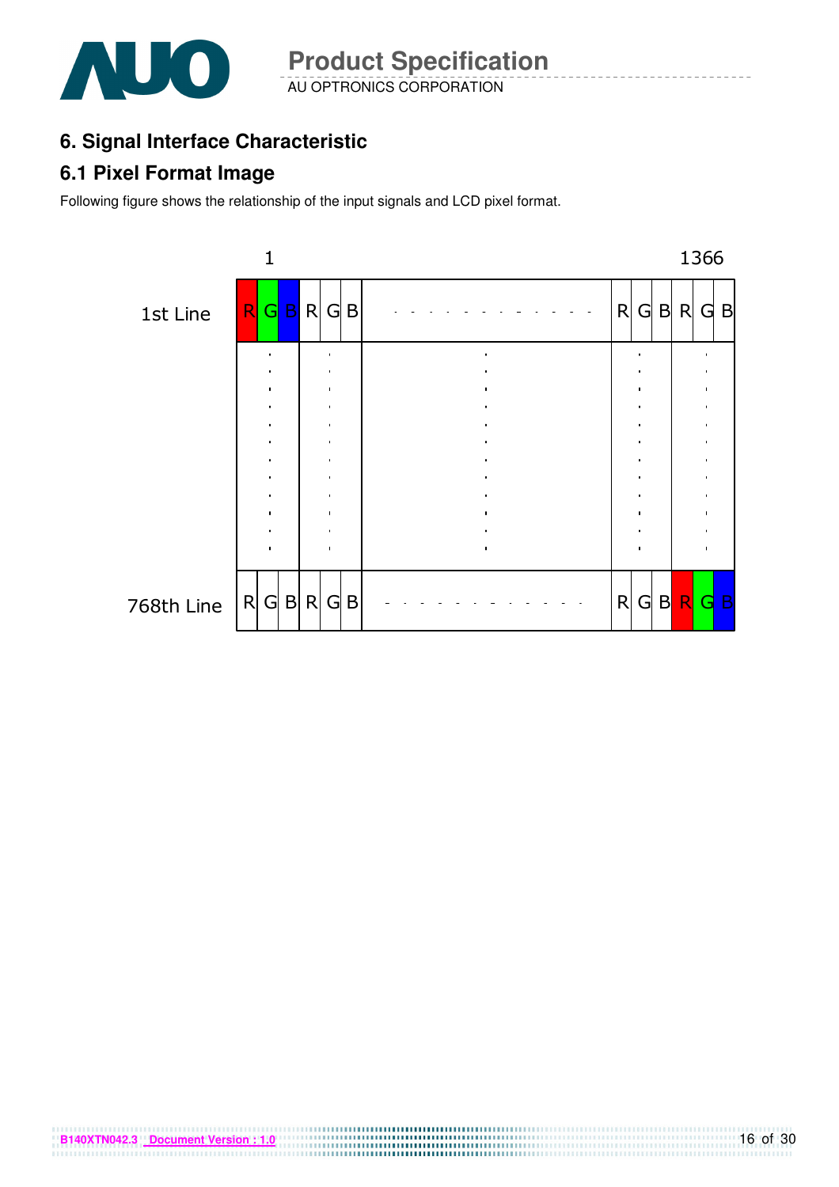## 6. Signal Interface Characteristic

### 6.1 Pixel Format Image

Following figure shows the relationship of the input signals and LCD pixel format.

| | 1 | | | | | | | | | | | | 1366 | |
|---|---|---|---|---|---|---|---|---|---|---|---|---|---|---|
| 1st Line | R | G | B | R | G | B | - - - - - - - - - - - - | R | G | B | R | G | B |
| ⋮ | ⋮ | | | ⋮ | | | ⋮ | ⋮ | | | ⋮ | | |
| 768th Line | R | G | B | R | G | B | - - - - - - - - - - - - | R | G | B | R | G | B |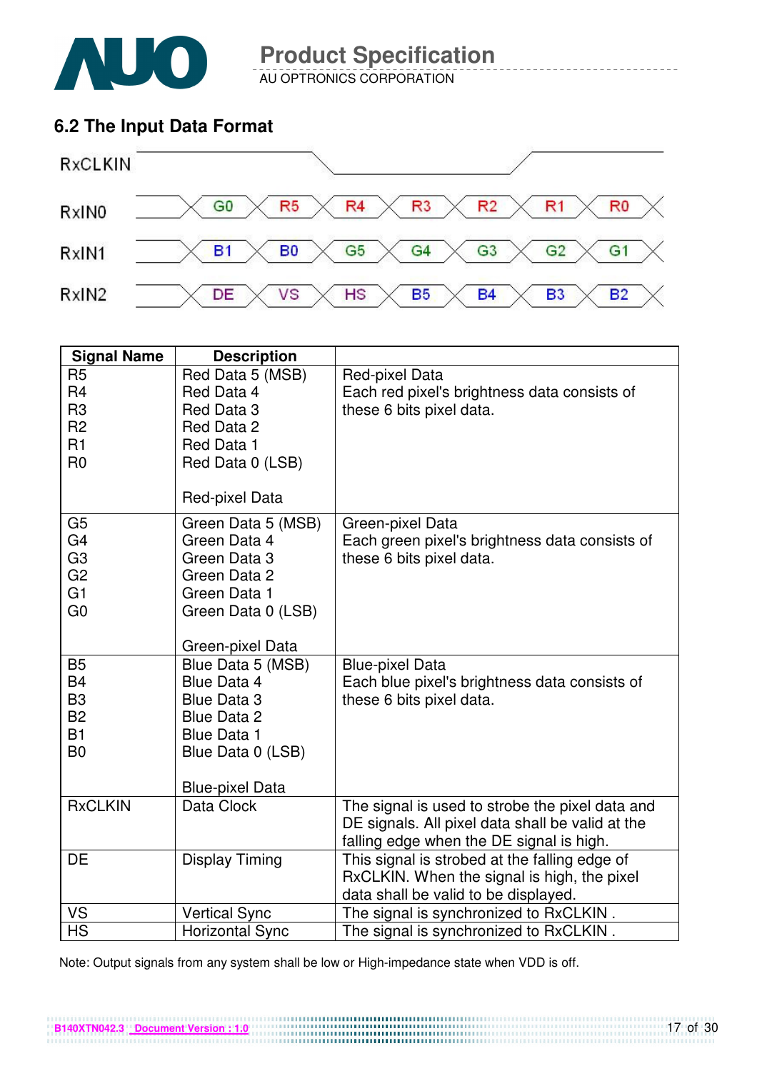## 6.2 The Input Data Format

| RxCLKIN | | | | | | | |
|---|---|---|---|---|---|---|---|
| RxIN0 | G0 | R5 | R4 | R3 | R2 | R1 | R0 |
| RxIN1 | B1 | B0 | G5 | G4 | G3 | G2 | G1 |
| RxIN2 | DE | VS | HS | B5 | B4 | B3 | B2 |

| Signal Name | Description | |
|---|---|---|
| R5<br>R4<br>R3<br>R2<br>R1<br>R0 | Red Data 5 (MSB)<br>Red Data 4<br>Red Data 3<br>Red Data 2<br>Red Data 1<br>Red Data 0 (LSB)<br><br>Red-pixel Data | Red-pixel Data<br>Each red pixel's brightness data consists of these 6 bits pixel data. |
| G5<br>G4<br>G3<br>G2<br>G1<br>G0 | Green Data 5 (MSB)<br>Green Data 4<br>Green Data 3<br>Green Data 2<br>Green Data 1<br>Green Data 0 (LSB)<br><br>Green-pixel Data | Green-pixel Data<br>Each green pixel's brightness data consists of these 6 bits pixel data. |
| B5<br>B4<br>B3<br>B2<br>B1<br>B0 | Blue Data 5 (MSB)<br>Blue Data 4<br>Blue Data 3<br>Blue Data 2<br>Blue Data 1<br>Blue Data 0 (LSB)<br><br>Blue-pixel Data | Blue-pixel Data<br>Each blue pixel's brightness data consists of these 6 bits pixel data. |
| RxCLKIN | Data Clock | The signal is used to strobe the pixel data and DE signals. All pixel data shall be valid at the falling edge when the DE signal is high. |
| DE | Display Timing | This signal is strobed at the falling edge of RxCLKIN. When the signal is high, the pixel data shall be valid to be displayed. |
| VS | Vertical Sync | The signal is synchronized to RxCLKIN . |
| HS | Horizontal Sync | The signal is synchronized to RxCLKIN . |

Note: Output signals from any system shall be low or High-impedance state when VDD is off.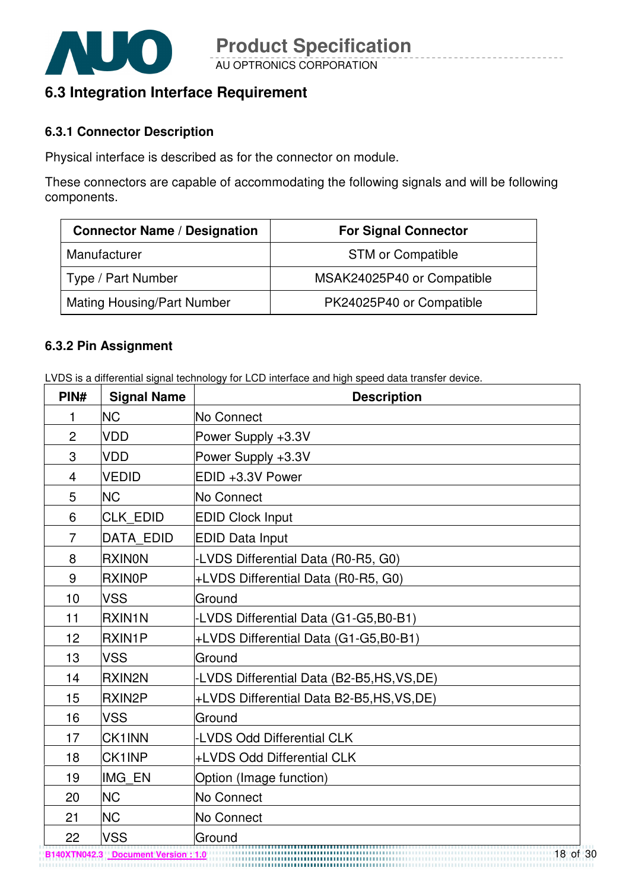## 6.3 Integration Interface Requirement

### 6.3.1 Connector Description

Physical interface is described as for the connector on module.

These connectors are capable of accommodating the following signals and will be following components.

| Connector Name / Designation | For Signal Connector |
|---|---|
| Manufacturer | STM or Compatible |
| Type / Part Number | MSAK24025P40 or Compatible |
| Mating Housing/Part Number | PK24025P40 or Compatible |

### 6.3.2 Pin Assignment

LVDS is a differential signal technology for LCD interface and high speed data transfer device.

| PIN# | Signal Name | Description |
|---|---|---|
| 1 | NC | No Connect |
| 2 | VDD | Power Supply +3.3V |
| 3 | VDD | Power Supply +3.3V |
| 4 | VEDID | EDID +3.3V Power |
| 5 | NC | No Connect |
| 6 | CLK_EDID | EDID Clock Input |
| 7 | DATA_EDID | EDID Data Input |
| 8 | RXIN0N | -LVDS Differential Data (R0-R5, G0) |
| 9 | RXIN0P | +LVDS Differential Data (R0-R5, G0) |
| 10 | VSS | Ground |
| 11 | RXIN1N | -LVDS Differential Data (G1-G5,B0-B1) |
| 12 | RXIN1P | +LVDS Differential Data (G1-G5,B0-B1) |
| 13 | VSS | Ground |
| 14 | RXIN2N | -LVDS Differential Data (B2-B5,HS,VS,DE) |
| 15 | RXIN2P | +LVDS Differential Data B2-B5,HS,VS,DE) |
| 16 | VSS | Ground |
| 17 | CK1INN | -LVDS Odd Differential CLK |
| 18 | CK1INP | +LVDS Odd Differential CLK |
| 19 | IMG_EN | Option (Image function) |
| 20 | NC | No Connect |
| 21 | NC | No Connect |
| 22 | VSS | Ground |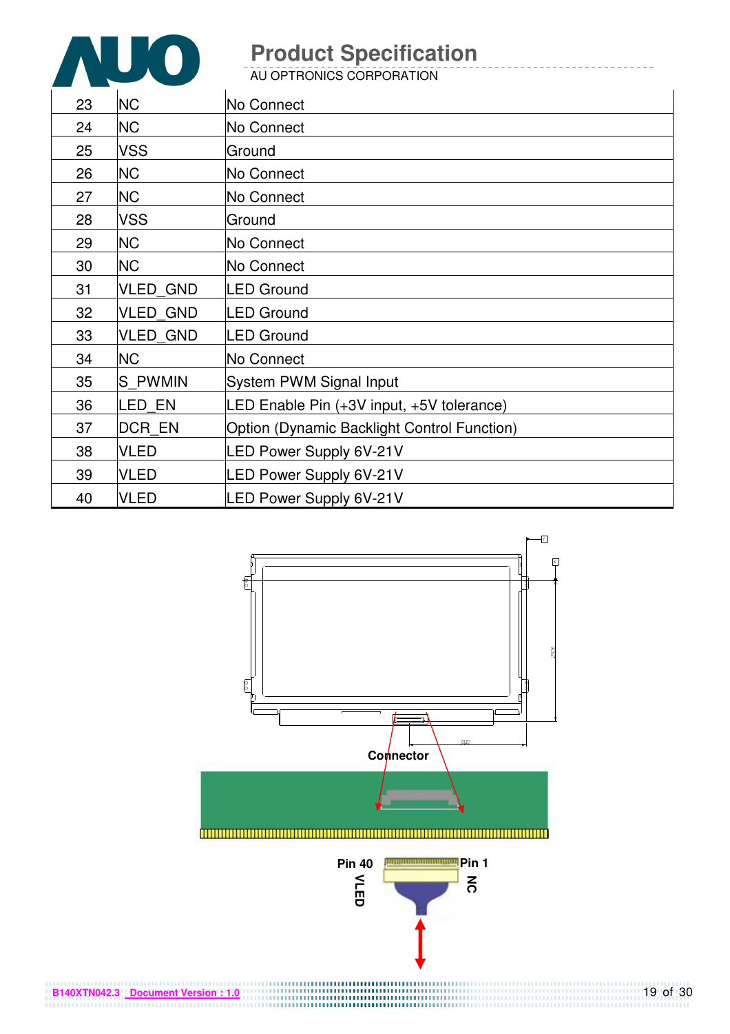| 23 | NC | No Connect |
|---|---|---|
| 24 | NC | No Connect |
| 25 | VSS | Ground |
| 26 | NC | No Connect |
| 27 | NC | No Connect |
| 28 | VSS | Ground |
| 29 | NC | No Connect |
| 30 | NC | No Connect |
| 31 | VLED_GND | LED Ground |
| 32 | VLED_GND | LED Ground |
| 33 | VLED_GND | LED Ground |
| 34 | NC | No Connect |
| 35 | S_PWMIN | System PWM Signal Input |
| 36 | LED_EN | LED Enable Pin (+3V input, +5V tolerance) |
| 37 | DCR_EN | Option (Dynamic Backlight Control Function) |
| 38 | VLED | LED Power Supply 6V-21V |
| 39 | VLED | LED Power Supply 6V-21V |
| 40 | VLED | LED Power Supply 6V-21V |

Connector

Pin 40 VLED

Pin 1 NC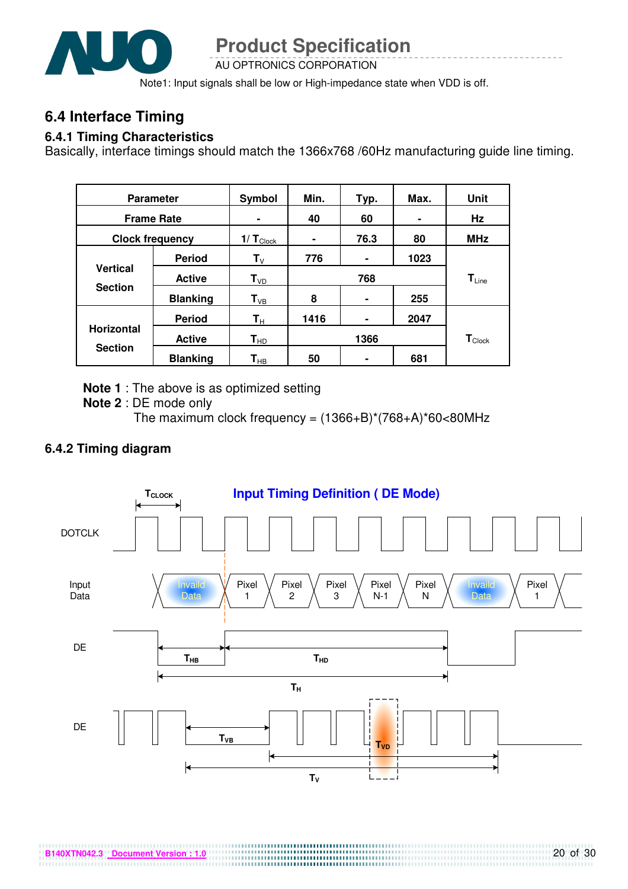Note1: Input signals shall be low or High-impedance state when VDD is off.

## 6.4 Interface Timing

### 6.4.1 Timing Characteristics

Basically, interface timings should match the 1366x768 /60Hz manufacturing guide line timing.

| Parameter | | Symbol | Min. | Typ. | Max. | Unit |
|---|---|---|---|---|---|---|
| Frame Rate | | - | 40 | 60 | - | Hz |
| Clock frequency | | $1/\ T_{Clock}$ | - | 76.3 | 80 | MHz |
| Vertical Section | Period | $T_V$ | 776 | - | 1023 | $T_{Line}$ |
| | Active | $T_{VD}$ | | 768 | | |
| | Blanking | $T_{VB}$ | 8 | - | 255 | |
| Horizontal Section | Period | $T_H$ | 1416 | - | 2047 | $T_{Clock}$ |
| | Active | $T_{HD}$ | | 1366 | | |
| | Blanking | $T_{HB}$ | 50 | - | 681 | |

**Note 1** : The above is as optimized setting

**Note 2** : DE mode only

The maximum clock frequency = (1366+B)*(768+A)*60<80MHz

### 6.4.2 Timing diagram

Input Timing Definition ( DE Mode)

$T_{CLOCK}$

DOTCLK

Input Data: Invaild Data | Pixel 1 | Pixel 2 | Pixel 3 | Pixel N-1 | Pixel N | Invaild Data | Pixel 1

DE: $T_{HB}$, $T_{HD}$, $T_H$

DE: $T_{VB}$, $T_{VD}$, $T_V$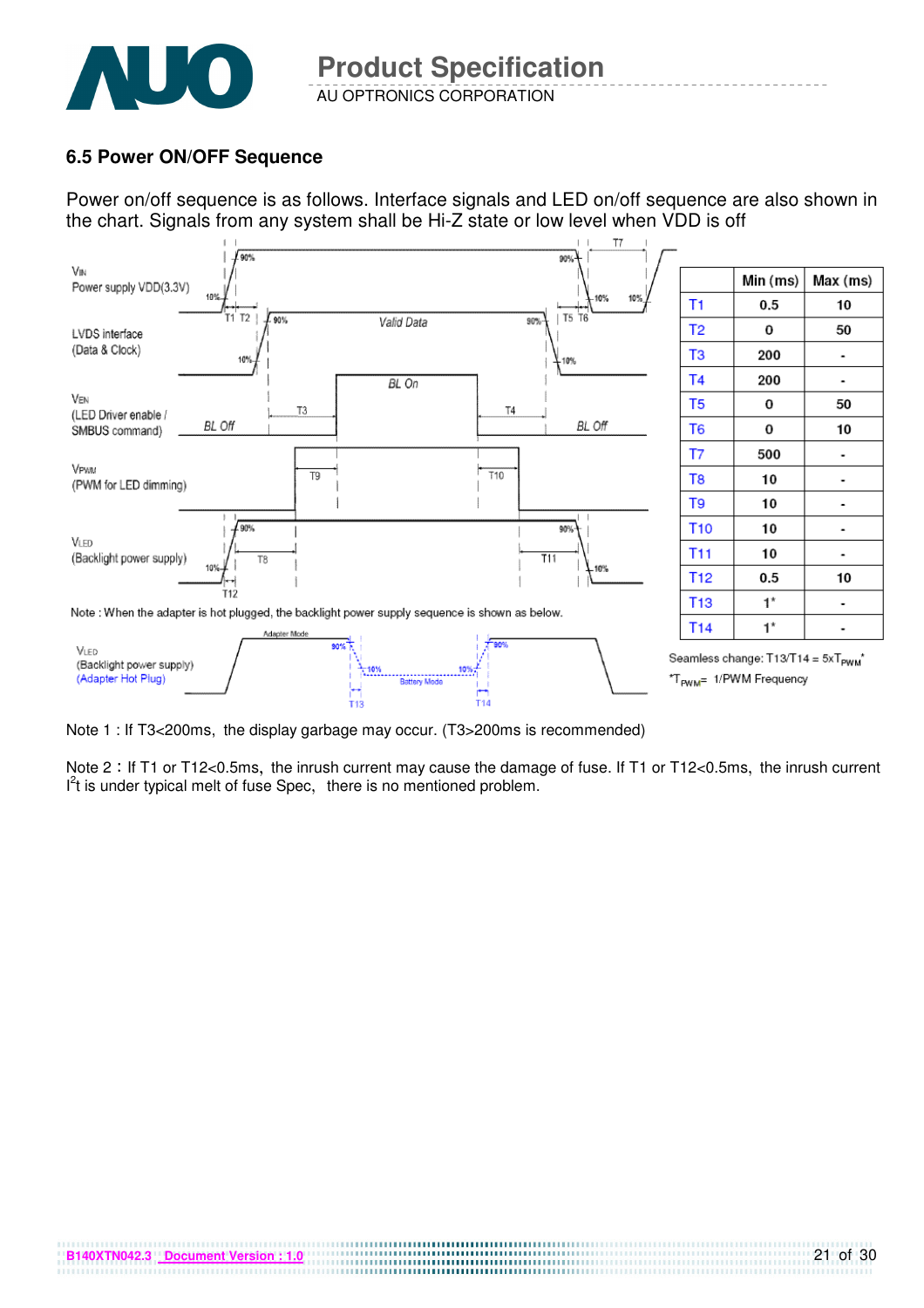### 6.5 Power ON/OFF Sequence

Power on/off sequence is as follows. Interface signals and LED on/off sequence are also shown in the chart. Signals from any system shall be Hi-Z state or low level when VDD is off

|  | Min (ms) | Max (ms) |
|---|---|---|
| T1 | 0.5 | 10 |
| T2 | 0 | 50 |
| T3 | 200 | - |
| T4 | 200 | - |
| T5 | 0 | 50 |
| T6 | 0 | 10 |
| T7 | 500 | - |
| T8 | 10 | - |
| T9 | 10 | - |
| T10 | 10 | - |
| T11 | 10 | - |
| T12 | 0.5 | 10 |
| T13 | 1* | - |
| T14 | 1* | - |

Seamless change: T13/T14 = 5x$T_{PWM}$*

*$T_{PWM}$= 1/PWM Frequency

Note : When the adapter is hot plugged, the backlight power supply sequence is shown as below.

Note 1 : If T3<200ms, the display garbage may occur. (T3>200ms is recommended)

Note 2 : If T1 or T12<0.5ms, the inrush current may cause the damage of fuse. If T1 or T12<0.5ms, the inrush current $I^2t$ is under typical melt of fuse Spec, there is no mentioned problem.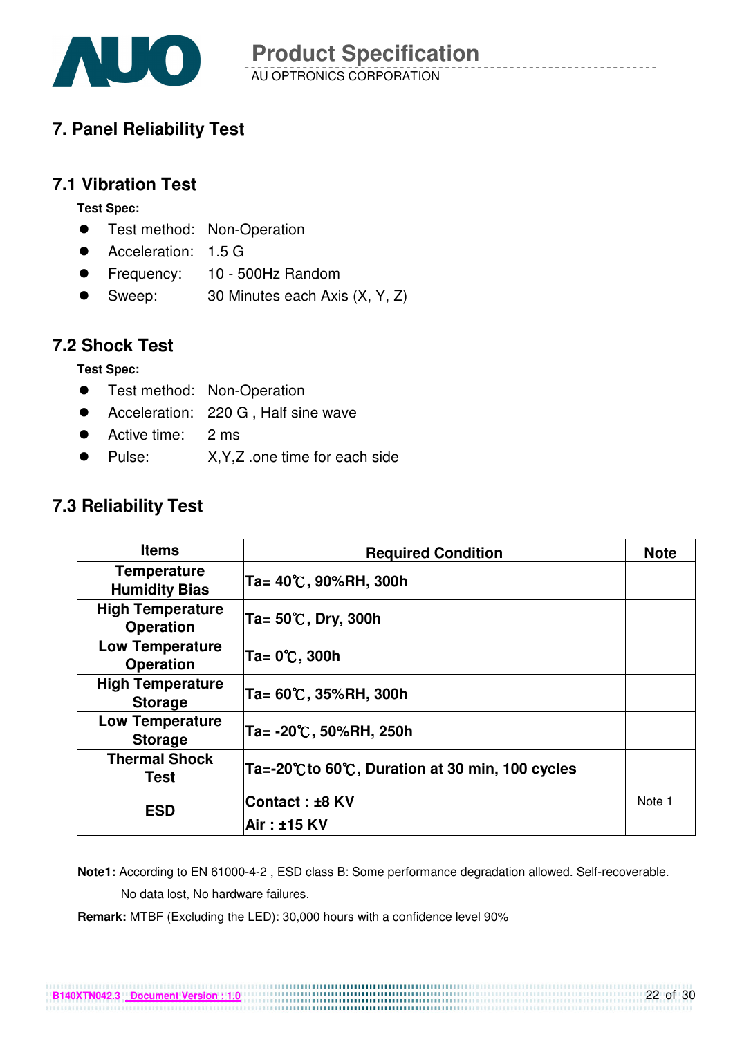## 7. Panel Reliability Test

### 7.1 Vibration Test

**Test Spec:**

- Test method: Non-Operation
- Acceleration: 1.5 G
- Frequency: 10 - 500Hz Random
- Sweep: 30 Minutes each Axis (X, Y, Z)

### 7.2 Shock Test

**Test Spec:**

- Test method: Non-Operation
- Acceleration: 220 G , Half sine wave
- Active time: 2 ms
- Pulse: X,Y,Z .one time for each side

### 7.3 Reliability Test

| Items | Required Condition | Note |
|---|---|---|
| Temperature Humidity Bias | Ta= 40℃, 90%RH, 300h | |
| High Temperature Operation | Ta= 50℃, Dry, 300h | |
| Low Temperature Operation | Ta= 0℃, 300h | |
| High Temperature Storage | Ta= 60℃, 35%RH, 300h | |
| Low Temperature Storage | Ta= -20℃, 50%RH, 250h | |
| Thermal Shock Test | Ta=-20℃to 60℃, Duration at 30 min, 100 cycles | |
| ESD | Contact : ±8 KV<br>Air : ±15 KV | Note 1 |

**Note1:** According to EN 61000-4-2 , ESD class B: Some performance degradation allowed. Self-recoverable. No data lost, No hardware failures.

**Remark:** MTBF (Excluding the LED): 30,000 hours with a confidence level 90%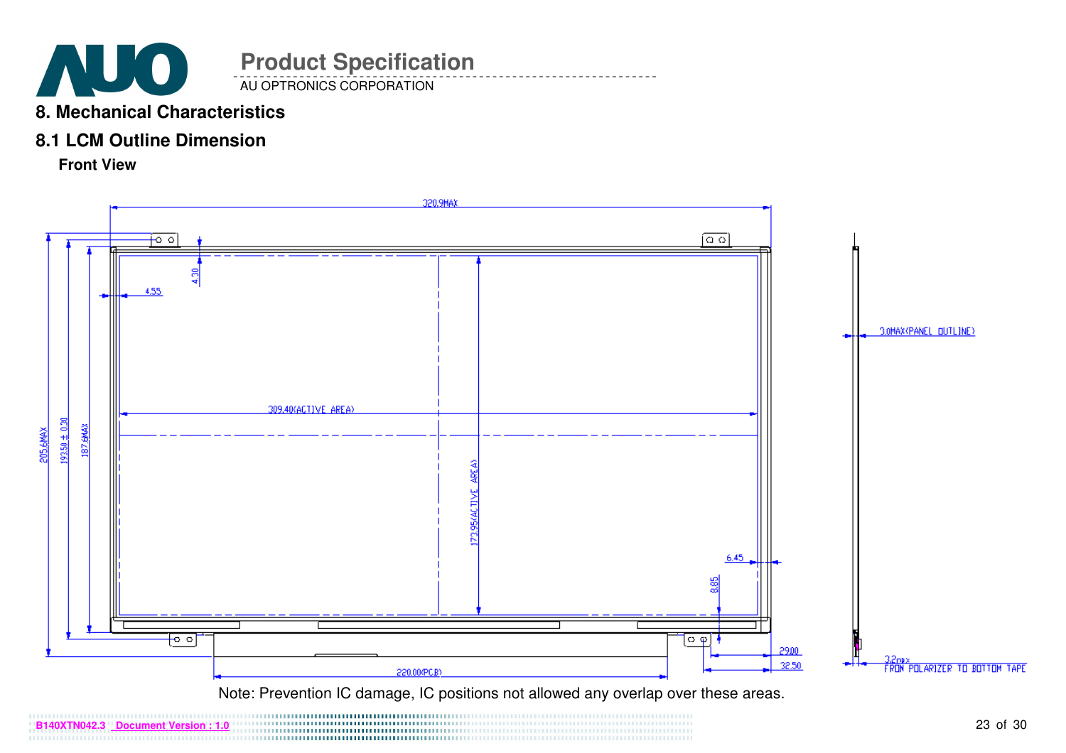## 8. Mechanical Characteristics

### 8.1 LCM Outline Dimension

**Front View**

320.9MAX

4.30

4.55

309.40(ACTIVE AREA)

205.6MAX

193.50 ± 0.30

187.6MAX

173.95(ACTIVE AREA)

6.45

8.85

29.00

32.50

220.00(PCB)

3.0MAX(PANEL OUTLINE)

3.2max FRON POLARIZER TO BOTTOM TAPE

Note: Prevention IC damage, IC positions not allowed any overlap over these areas.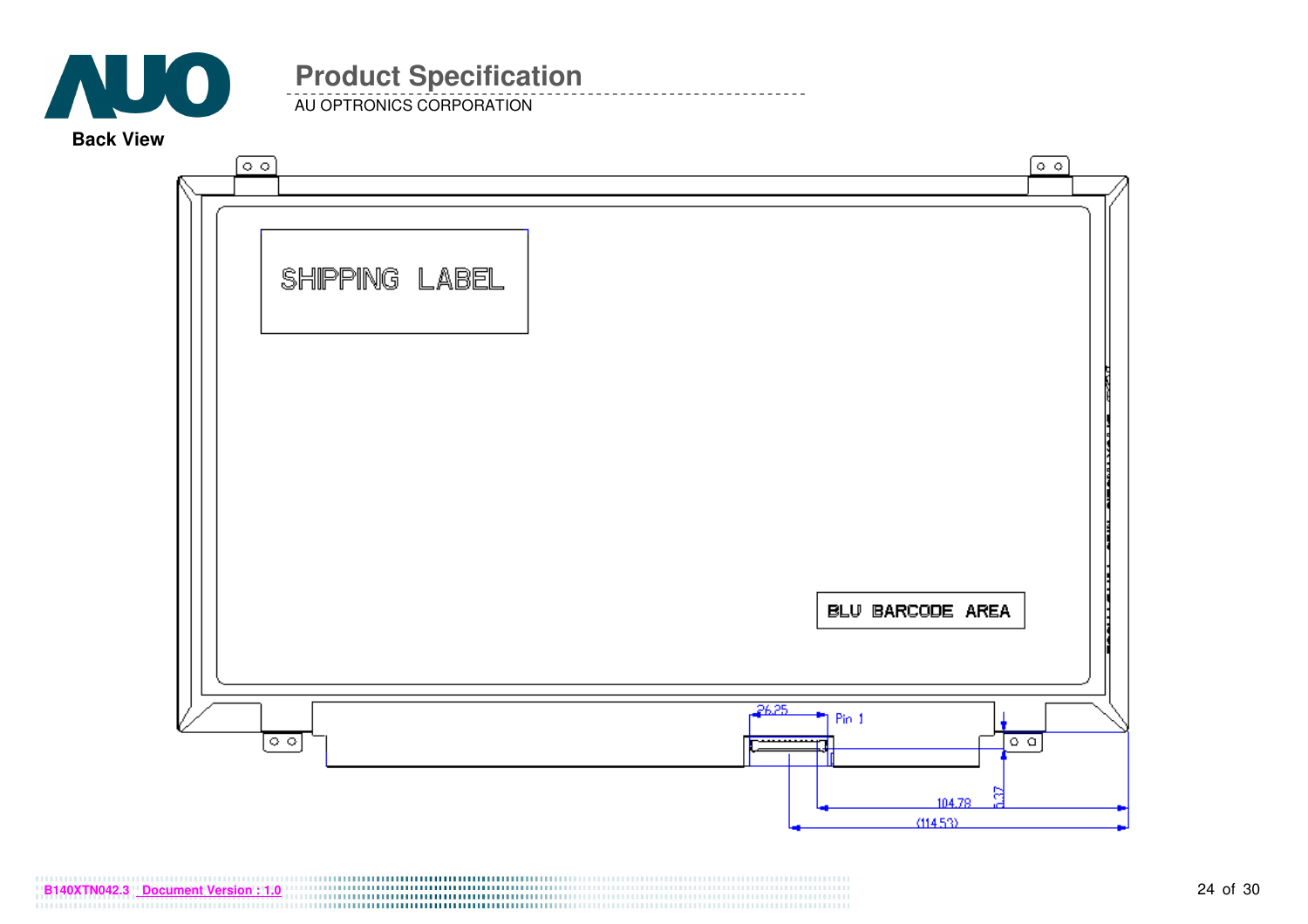**Back View**

SHIPPING LABEL

BLU BARCODE AREA

26.25

Pin 1

5.37

104.78

(114.53)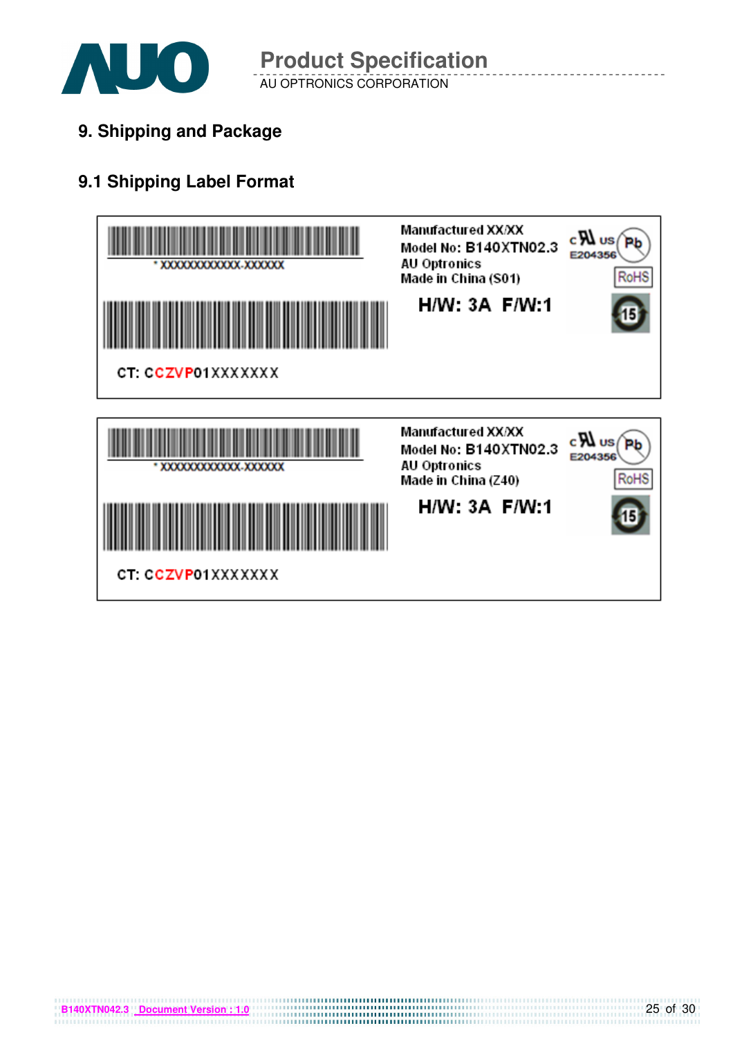## 9. Shipping and Package

### 9.1 Shipping Label Format

\* XXXXXXXXXXXX-XXXXXX

CT: CCZVP01XXXXXXX

Manufactured XX/XX
Model No: B140XTN02.3
AU Optronics
Made in China (S01)

H/W: 3A F/W:1

c US E204356 Pb RoHS 15

\* XXXXXXXXXXXX-XXXXXX

CT: CCZVP01XXXXXXX

Manufactured XX/XX
Model No: B140XTN02.3
AU Optronics
Made in China (Z40)

H/W: 3A F/W:1

c US E204356 Pb RoHS 15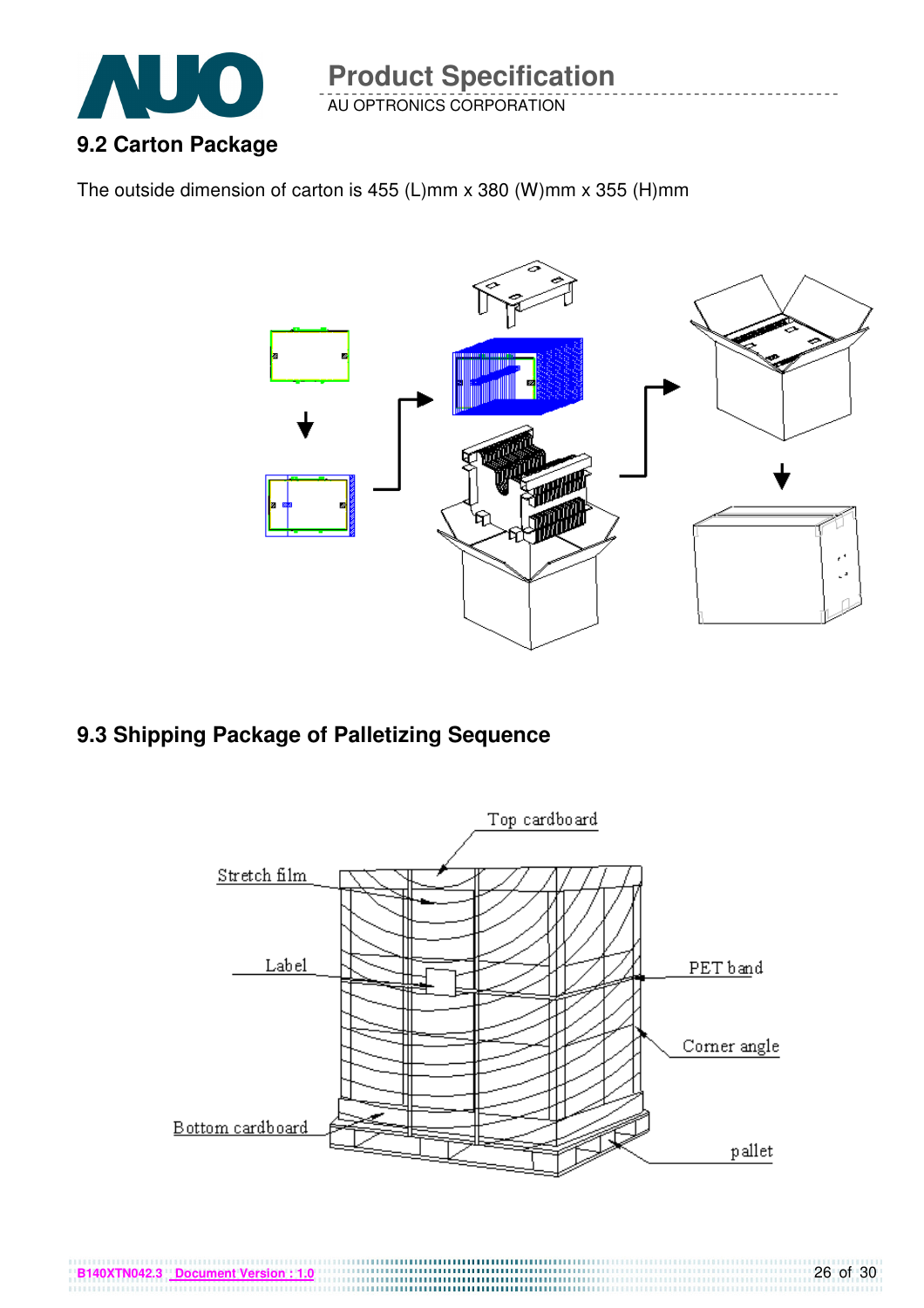## 9.2 Carton Package

The outside dimension of carton is 455 (L)mm x 380 (W)mm x 355 (H)mm

## 9.3 Shipping Package of Palletizing Sequence

Top cardboard

Stretch film

Label

PET band

Corner angle

Bottom cardboard

pallet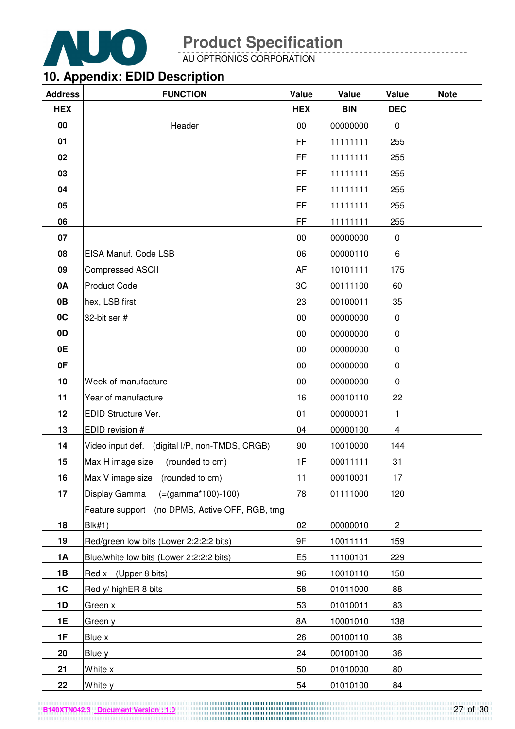## 10. Appendix: EDID Description

| Address | FUNCTION | Value | Value | Value | Note |
|---|---|---|---|---|---|
| HEX | | HEX | BIN | DEC | |
| 00 | Header | 00 | 00000000 | 0 | |
| 01 | | FF | 11111111 | 255 | |
| 02 | | FF | 11111111 | 255 | |
| 03 | | FF | 11111111 | 255 | |
| 04 | | FF | 11111111 | 255 | |
| 05 | | FF | 11111111 | 255 | |
| 06 | | FF | 11111111 | 255 | |
| 07 | | 00 | 00000000 | 0 | |
| 08 | EISA Manuf. Code LSB | 06 | 00000110 | 6 | |
| 09 | Compressed ASCII | AF | 10101111 | 175 | |
| 0A | Product Code | 3C | 00111100 | 60 | |
| 0B | hex, LSB first | 23 | 00100011 | 35 | |
| 0C | 32-bit ser # | 00 | 00000000 | 0 | |
| 0D | | 00 | 00000000 | 0 | |
| 0E | | 00 | 00000000 | 0 | |
| 0F | | 00 | 00000000 | 0 | |
| 10 | Week of manufacture | 00 | 00000000 | 0 | |
| 11 | Year of manufacture | 16 | 00010110 | 22 | |
| 12 | EDID Structure Ver. | 01 | 00000001 | 1 | |
| 13 | EDID revision # | 04 | 00000100 | 4 | |
| 14 | Video input def. (digital I/P, non-TMDS, CRGB) | 90 | 10010000 | 144 | |
| 15 | Max H image size (rounded to cm) | 1F | 00011111 | 31 | |
| 16 | Max V image size (rounded to cm) | 11 | 00010001 | 17 | |
| 17 | Display Gamma (=(gamma*100)-100) | 78 | 01111000 | 120 | |
| 18 | Feature support (no DPMS, Active OFF, RGB, tmg Blk#1) | 02 | 00000010 | 2 | |
| 19 | Red/green low bits (Lower 2:2:2:2 bits) | 9F | 10011111 | 159 | |
| 1A | Blue/white low bits (Lower 2:2:2:2 bits) | E5 | 11100101 | 229 | |
| 1B | Red x (Upper 8 bits) | 96 | 10010110 | 150 | |
| 1C | Red y/ highER 8 bits | 58 | 01011000 | 88 | |
| 1D | Green x | 53 | 01010011 | 83 | |
| 1E | Green y | 8A | 10001010 | 138 | |
| 1F | Blue x | 26 | 00100110 | 38 | |
| 20 | Blue y | 24 | 00100100 | 36 | |
| 21 | White x | 50 | 01010000 | 80 | |
| 22 | White y | 54 | 01010100 | 84 | |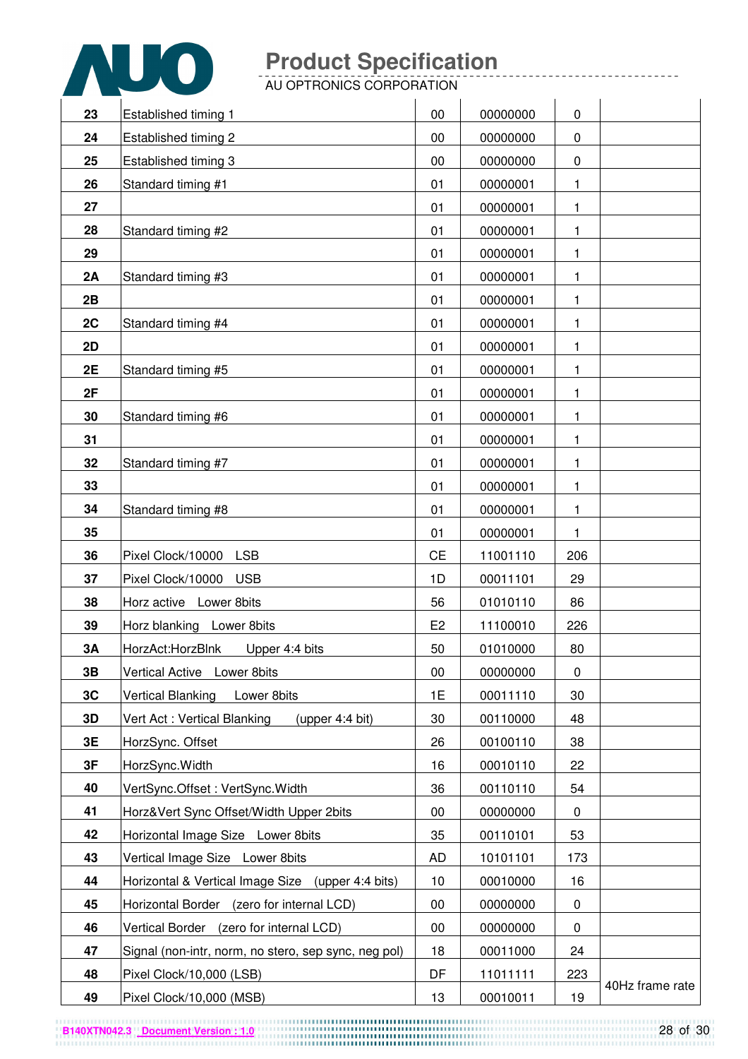| 23 | Established timing 1 | 00 | 00000000 | 0 | |
|---|---|---|---|---|---|
| 24 | Established timing 2 | 00 | 00000000 | 0 | |
| 25 | Established timing 3 | 00 | 00000000 | 0 | |
| 26 | Standard timing #1 | 01 | 00000001 | 1 | |
| 27 | | 01 | 00000001 | 1 | |
| 28 | Standard timing #2 | 01 | 00000001 | 1 | |
| 29 | | 01 | 00000001 | 1 | |
| 2A | Standard timing #3 | 01 | 00000001 | 1 | |
| 2B | | 01 | 00000001 | 1 | |
| 2C | Standard timing #4 | 01 | 00000001 | 1 | |
| 2D | | 01 | 00000001 | 1 | |
| 2E | Standard timing #5 | 01 | 00000001 | 1 | |
| 2F | | 01 | 00000001 | 1 | |
| 30 | Standard timing #6 | 01 | 00000001 | 1 | |
| 31 | | 01 | 00000001 | 1 | |
| 32 | Standard timing #7 | 01 | 00000001 | 1 | |
| 33 | | 01 | 00000001 | 1 | |
| 34 | Standard timing #8 | 01 | 00000001 | 1 | |
| 35 | | 01 | 00000001 | 1 | |
| 36 | Pixel Clock/10000 LSB | CE | 11001110 | 206 | |
| 37 | Pixel Clock/10000 USB | 1D | 00011101 | 29 | |
| 38 | Horz active Lower 8bits | 56 | 01010110 | 86 | |
| 39 | Horz blanking Lower 8bits | E2 | 11100010 | 226 | |
| 3A | HorzAct:HorzBlnk Upper 4:4 bits | 50 | 01010000 | 80 | |
| 3B | Vertical Active Lower 8bits | 00 | 00000000 | 0 | |
| 3C | Vertical Blanking Lower 8bits | 1E | 00011110 | 30 | |
| 3D | Vert Act : Vertical Blanking (upper 4:4 bit) | 30 | 00110000 | 48 | |
| 3E | HorzSync. Offset | 26 | 00100110 | 38 | |
| 3F | HorzSync.Width | 16 | 00010110 | 22 | |
| 40 | VertSync.Offset : VertSync.Width | 36 | 00110110 | 54 | |
| 41 | Horz&Vert Sync Offset/Width Upper 2bits | 00 | 00000000 | 0 | |
| 42 | Horizontal Image Size Lower 8bits | 35 | 00110101 | 53 | |
| 43 | Vertical Image Size Lower 8bits | AD | 10101101 | 173 | |
| 44 | Horizontal & Vertical Image Size (upper 4:4 bits) | 10 | 00010000 | 16 | |
| 45 | Horizontal Border (zero for internal LCD) | 00 | 00000000 | 0 | |
| 46 | Vertical Border (zero for internal LCD) | 00 | 00000000 | 0 | |
| 47 | Signal (non-intr, norm, no stero, sep sync, neg pol) | 18 | 00011000 | 24 | |
| 48 | Pixel Clock/10,000 (LSB) | DF | 11011111 | 223 | 40Hz frame rate |
| 49 | Pixel Clock/10,000 (MSB) | 13 | 00010011 | 19 | |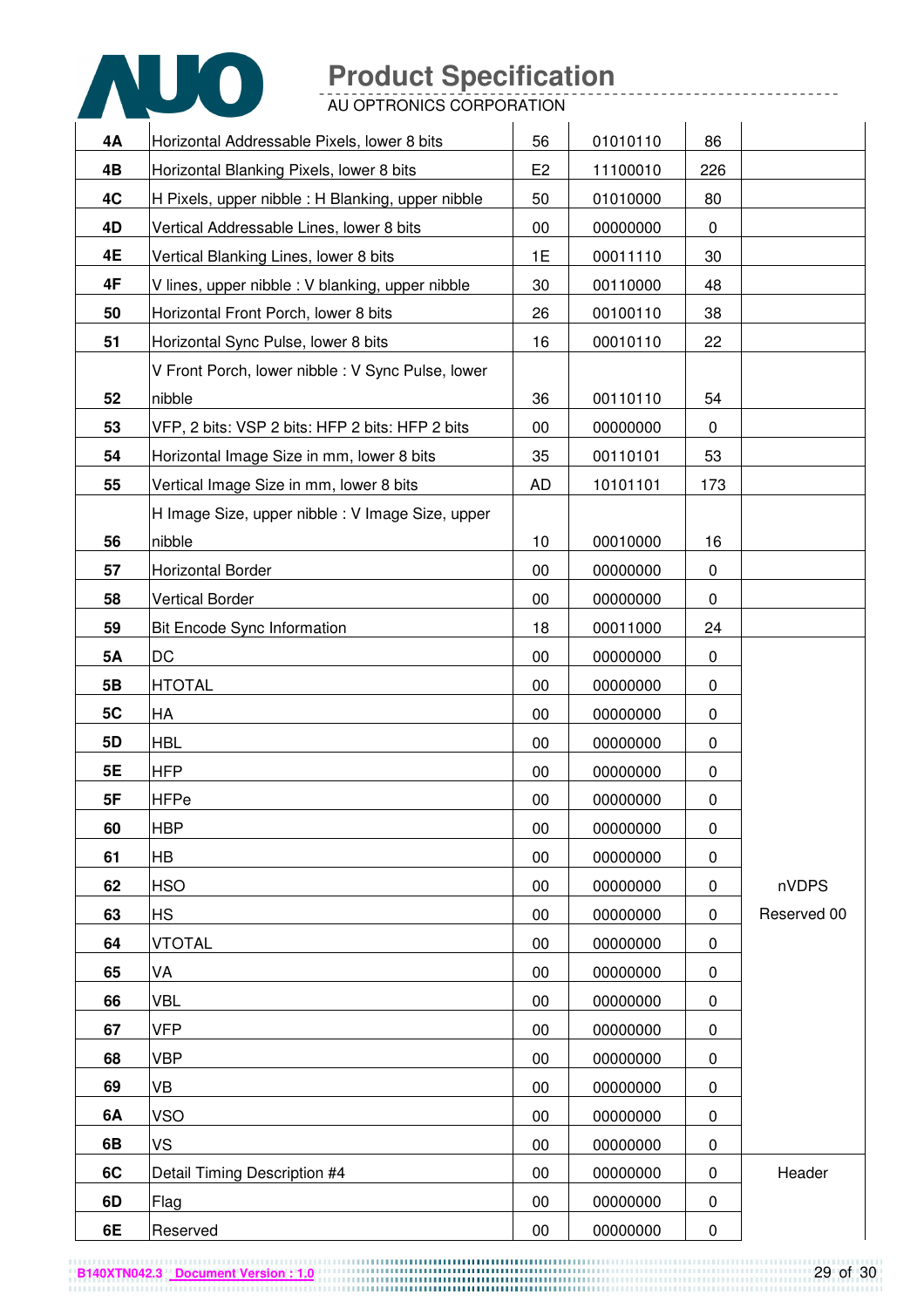| | | | | | |
|---|---|---|---|---|---|
| 4A | Horizontal Addressable Pixels, lower 8 bits | 56 | 01010110 | 86 | |
| 4B | Horizontal Blanking Pixels, lower 8 bits | E2 | 11100010 | 226 | |
| 4C | H Pixels, upper nibble : H Blanking, upper nibble | 50 | 01010000 | 80 | |
| 4D | Vertical Addressable Lines, lower 8 bits | 00 | 00000000 | 0 | |
| 4E | Vertical Blanking Lines, lower 8 bits | 1E | 00011110 | 30 | |
| 4F | V lines, upper nibble : V blanking, upper nibble | 30 | 00110000 | 48 | |
| 50 | Horizontal Front Porch, lower 8 bits | 26 | 00100110 | 38 | |
| 51 | Horizontal Sync Pulse, lower 8 bits | 16 | 00010110 | 22 | |
| 52 | V Front Porch, lower nibble : V Sync Pulse, lower nibble | 36 | 00110110 | 54 | |
| 53 | VFP, 2 bits: VSP 2 bits: HFP 2 bits: HSP 2 bits | 00 | 00000000 | 0 | |
| 54 | Horizontal Image Size in mm, lower 8 bits | 35 | 00110101 | 53 | |
| 55 | Vertical Image Size in mm, lower 8 bits | AD | 10101101 | 173 | |
| 56 | H Image Size, upper nibble : V Image Size, upper nibble | 10 | 00010000 | 16 | |
| 57 | Horizontal Border | 00 | 00000000 | 0 | |
| 58 | Vertical Border | 00 | 00000000 | 0 | |
| 59 | Bit Encode Sync Information | 18 | 00011000 | 24 | |
| 5A | DC | 00 | 00000000 | 0 | nVDPS Reserved 00 |
| 5B | HTOTAL | 00 | 00000000 | 0 | |
| 5C | HA | 00 | 00000000 | 0 | |
| 5D | HBL | 00 | 00000000 | 0 | |
| 5E | HFP | 00 | 00000000 | 0 | |
| 5F | HFPe | 00 | 00000000 | 0 | |
| 60 | HBP | 00 | 00000000 | 0 | |
| 61 | HB | 00 | 00000000 | 0 | |
| 62 | HSO | 00 | 00000000 | 0 | |
| 63 | HS | 00 | 00000000 | 0 | |
| 64 | VTOTAL | 00 | 00000000 | 0 | |
| 65 | VA | 00 | 00000000 | 0 | |
| 66 | VBL | 00 | 00000000 | 0 | |
| 67 | VFP | 00 | 00000000 | 0 | |
| 68 | VBP | 00 | 00000000 | 0 | |
| 69 | VB | 00 | 00000000 | 0 | |
| 6A | VSO | 00 | 00000000 | 0 | |
| 6B | VS | 00 | 00000000 | 0 | |
| 6C | Detail Timing Description #4 | 00 | 00000000 | 0 | Header |
| 6D | Flag | 00 | 00000000 | 0 | |
| 6E | Reserved | 00 | 00000000 | 0 | |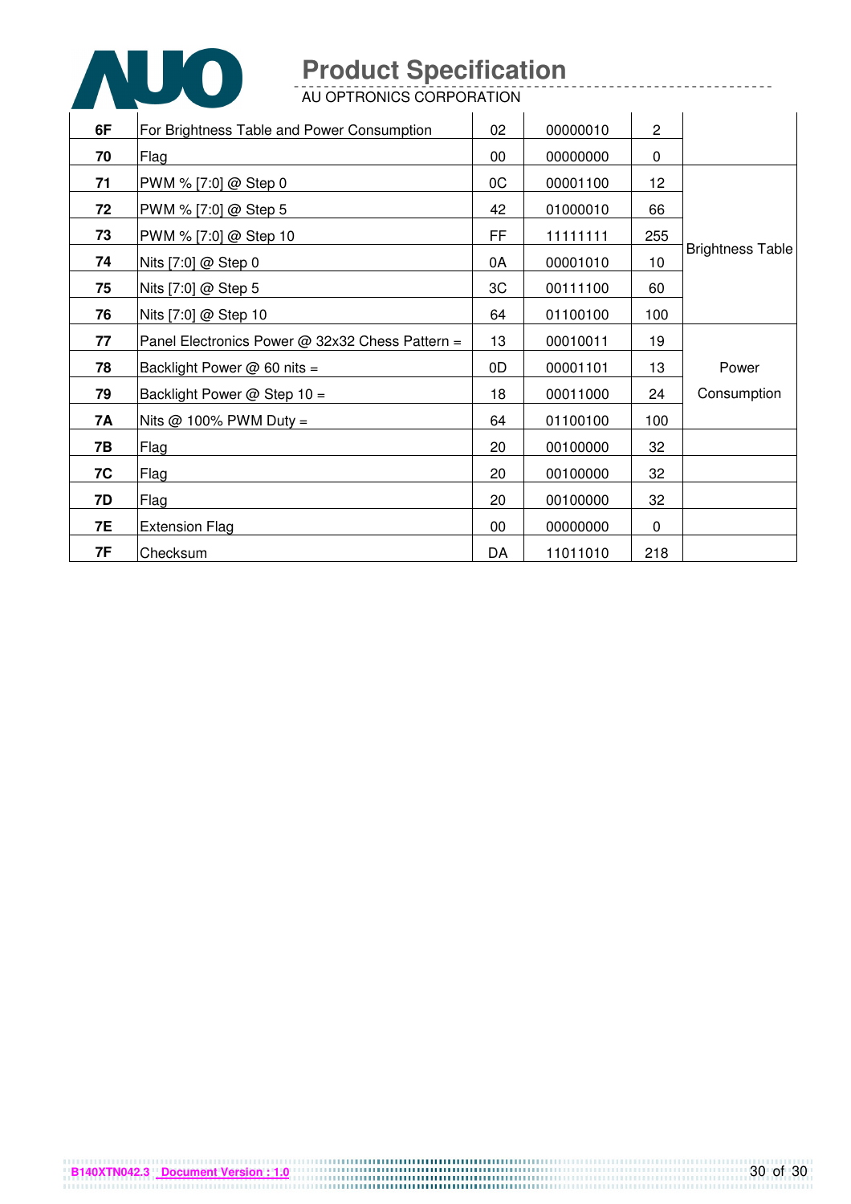| | | | | | |
|---|---|---|---|---|---|
| 6F | For Brightness Table and Power Consumption | 02 | 00000010 | 2 | |
| 70 | Flag | 00 | 00000000 | 0 | |
| 71 | PWM % [7:0] @ Step 0 | 0C | 00001100 | 12 | Brightness Table |
| 72 | PWM % [7:0] @ Step 5 | 42 | 01000010 | 66 | |
| 73 | PWM % [7:0] @ Step 10 | FF | 11111111 | 255 | |
| 74 | Nits [7:0] @ Step 0 | 0A | 00001010 | 10 | |
| 75 | Nits [7:0] @ Step 5 | 3C | 00111100 | 60 | |
| 76 | Nits [7:0] @ Step 10 | 64 | 01100100 | 100 | |
| 77 | Panel Electronics Power @ 32x32 Chess Pattern = | 13 | 00010011 | 19 | Power Consumption |
| 78 | Backlight Power @ 60 nits = | 0D | 00001101 | 13 | |
| 79 | Backlight Power @ Step 10 = | 18 | 00011000 | 24 | |
| 7A | Nits @ 100% PWM Duty = | 64 | 01100100 | 100 | |
| 7B | Flag | 20 | 00100000 | 32 | |
| 7C | Flag | 20 | 00100000 | 32 | |
| 7D | Flag | 20 | 00100000 | 32 | |
| 7E | Extension Flag | 00 | 00000000 | 0 | |
| 7F | Checksum | DA | 11011010 | 218 | |